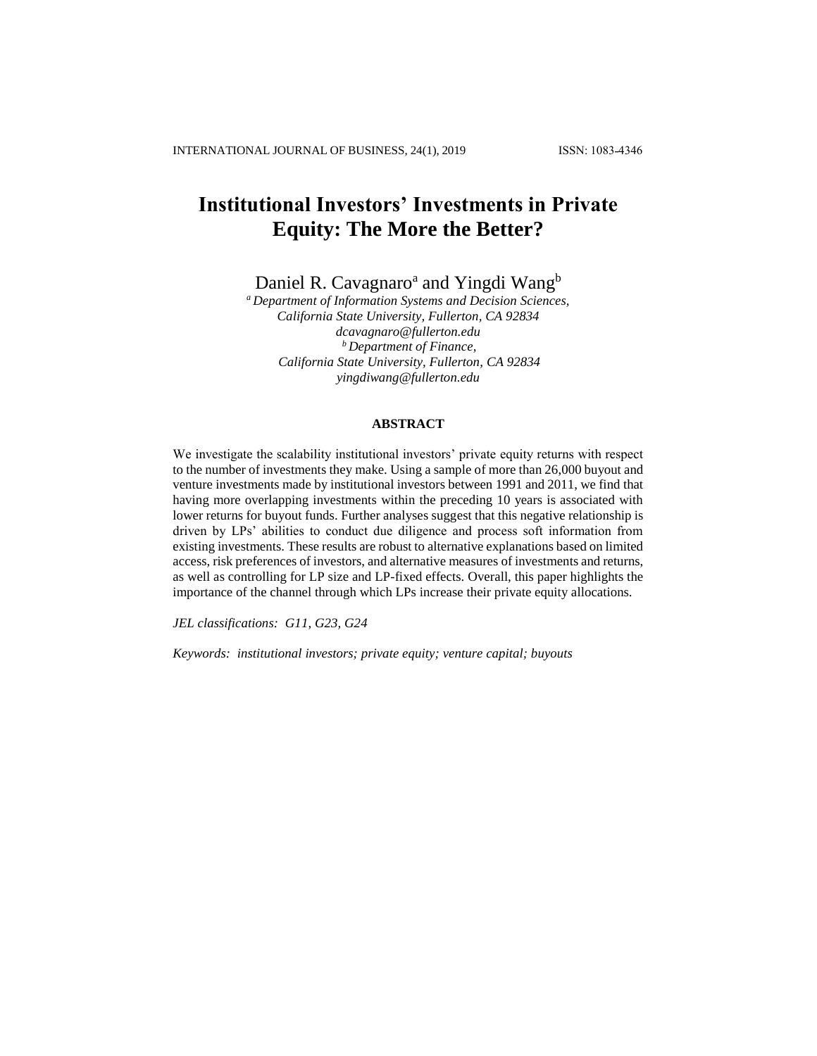# Institutional Investors' Investments in Private Equity: The More the Better?

Daniel R. Cavagnaro[a] and Yingdi Wang[b]

[a] *Department of Information Systems and Decision Sciences, California State University, Fullerton, CA 92834*
*dcavagnaro@fullerton.edu*

[b] *Department of Finance, California State University, Fullerton, CA 92834*
*yingdiwang@fullerton.edu*

## ABSTRACT

We investigate the scalability institutional investors' private equity returns with respect to the number of investments they make. Using a sample of more than 26,000 buyout and venture investments made by institutional investors between 1991 and 2011, we find that having more overlapping investments within the preceding 10 years is associated with lower returns for buyout funds. Further analyses suggest that this negative relationship is driven by LPs' abilities to conduct due diligence and process soft information from existing investments. These results are robust to alternative explanations based on limited access, risk preferences of investors, and alternative measures of investments and returns, as well as controlling for LP size and LP-fixed effects. Overall, this paper highlights the importance of the channel through which LPs increase their private equity allocations.

*JEL classifications: G11, G23, G24*

*Keywords: institutional investors; private equity; venture capital; buyouts*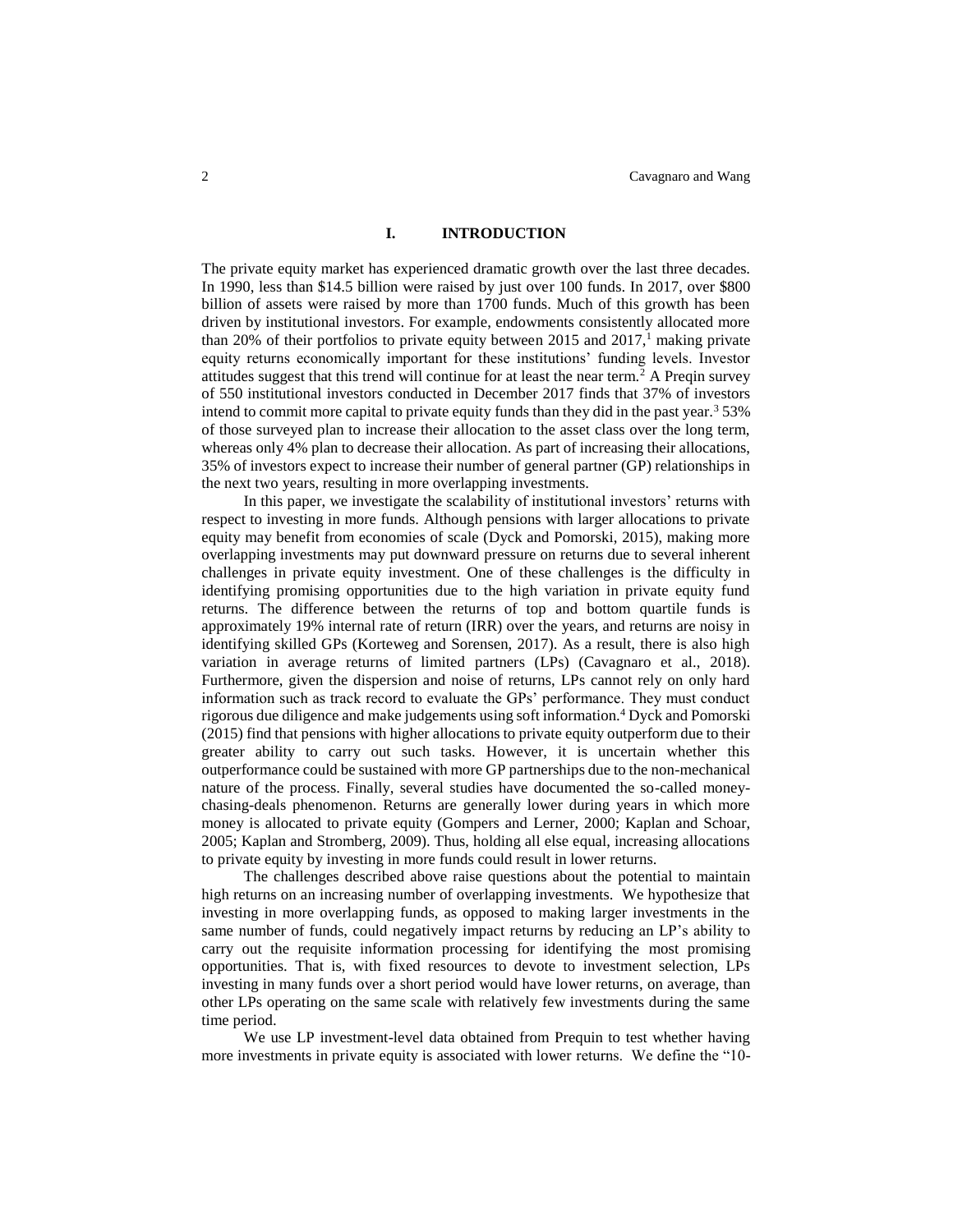# I. INTRODUCTION

The private equity market has experienced dramatic growth over the last three decades. In 1990, less than $14.5 billion were raised by just over 100 funds. In 2017, over $800 billion of assets were raised by more than 1700 funds. Much of this growth has been driven by institutional investors. For example, endowments consistently allocated more than 20% of their portfolios to private equity between 2015 and 2017,[1] making private equity returns economically important for these institutions' funding levels. Investor attitudes suggest that this trend will continue for at least the near term.[2] A Preqin survey of 550 institutional investors conducted in December 2017 finds that 37% of investors intend to commit more capital to private equity funds than they did in the past year.[3] 53% of those surveyed plan to increase their allocation to the asset class over the long term, whereas only 4% plan to decrease their allocation. As part of increasing their allocations, 35% of investors expect to increase their number of general partner (GP) relationships in the next two years, resulting in more overlapping investments.

In this paper, we investigate the scalability of institutional investors' returns with respect to investing in more funds. Although pensions with larger allocations to private equity may benefit from economies of scale (Dyck and Pomorski, 2015), making more overlapping investments may put downward pressure on returns due to several inherent challenges in private equity investment. One of these challenges is the difficulty in identifying promising opportunities due to the high variation in private equity fund returns. The difference between the returns of top and bottom quartile funds is approximately 19% internal rate of return (IRR) over the years, and returns are noisy in identifying skilled GPs (Korteweg and Sorensen, 2017). As a result, there is also high variation in average returns of limited partners (LPs) (Cavagnaro et al., 2018). Furthermore, given the dispersion and noise of returns, LPs cannot rely on only hard information such as track record to evaluate the GPs' performance. They must conduct rigorous due diligence and make judgements using soft information.[4] Dyck and Pomorski (2015) find that pensions with higher allocations to private equity outperform due to their greater ability to carry out such tasks. However, it is uncertain whether this outperformance could be sustained with more GP partnerships due to the non-mechanical nature of the process. Finally, several studies have documented the so-called money-chasing-deals phenomenon. Returns are generally lower during years in which more money is allocated to private equity (Gompers and Lerner, 2000; Kaplan and Schoar, 2005; Kaplan and Stromberg, 2009). Thus, holding all else equal, increasing allocations to private equity by investing in more funds could result in lower returns.

The challenges described above raise questions about the potential to maintain high returns on an increasing number of overlapping investments. We hypothesize that investing in more overlapping funds, as opposed to making larger investments in the same number of funds, could negatively impact returns by reducing an LP's ability to carry out the requisite information processing for identifying the most promising opportunities. That is, with fixed resources to devote to investment selection, LPs investing in many funds over a short period would have lower returns, on average, than other LPs operating on the same scale with relatively few investments during the same time period.

We use LP investment-level data obtained from Preqin to test whether having more investments in private equity is associated with lower returns. We define the "10-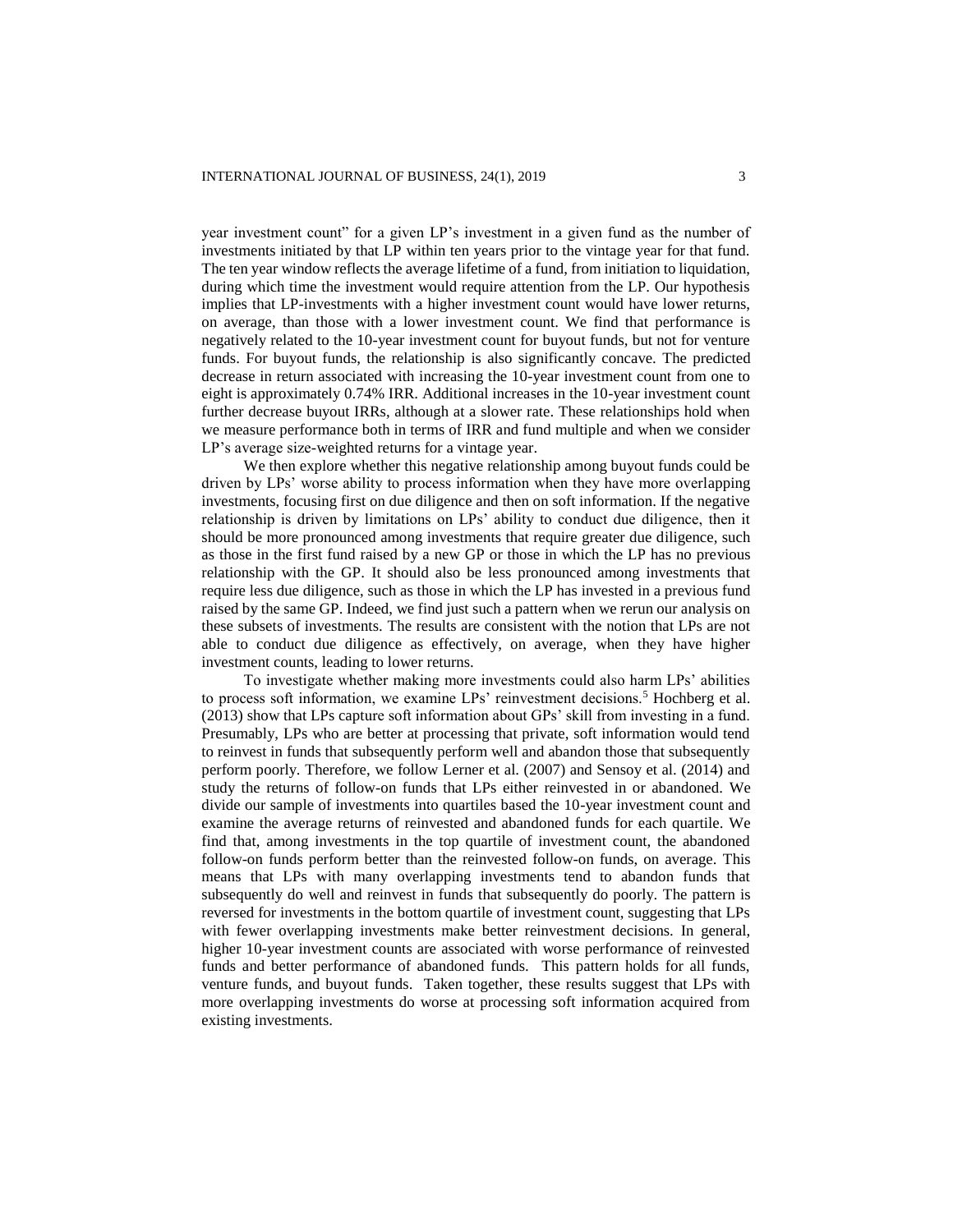year investment count" for a given LP's investment in a given fund as the number of investments initiated by that LP within ten years prior to the vintage year for that fund. The ten year window reflects the average lifetime of a fund, from initiation to liquidation, during which time the investment would require attention from the LP. Our hypothesis implies that LP-investments with a higher investment count would have lower returns, on average, than those with a lower investment count. We find that performance is negatively related to the 10-year investment count for buyout funds, but not for venture funds. For buyout funds, the relationship is also significantly concave. The predicted decrease in return associated with increasing the 10-year investment count from one to eight is approximately 0.74% IRR. Additional increases in the 10-year investment count further decrease buyout IRRs, although at a slower rate. These relationships hold when we measure performance both in terms of IRR and fund multiple and when we consider LP's average size-weighted returns for a vintage year.

We then explore whether this negative relationship among buyout funds could be driven by LPs' worse ability to process information when they have more overlapping investments, focusing first on due diligence and then on soft information. If the negative relationship is driven by limitations on LPs' ability to conduct due diligence, then it should be more pronounced among investments that require greater due diligence, such as those in the first fund raised by a new GP or those in which the LP has no previous relationship with the GP. It should also be less pronounced among investments that require less due diligence, such as those in which the LP has invested in a previous fund raised by the same GP. Indeed, we find just such a pattern when we rerun our analysis on these subsets of investments. The results are consistent with the notion that LPs are not able to conduct due diligence as effectively, on average, when they have higher investment counts, leading to lower returns.

To investigate whether making more investments could also harm LPs' abilities to process soft information, we examine LPs' reinvestment decisions.[5] Hochberg et al. (2013) show that LPs capture soft information about GPs' skill from investing in a fund. Presumably, LPs who are better at processing that private, soft information would tend to reinvest in funds that subsequently perform well and abandon those that subsequently perform poorly. Therefore, we follow Lerner et al. (2007) and Sensoy et al. (2014) and study the returns of follow-on funds that LPs either reinvested in or abandoned. We divide our sample of investments into quartiles based the 10-year investment count and examine the average returns of reinvested and abandoned funds for each quartile. We find that, among investments in the top quartile of investment count, the abandoned follow-on funds perform better than the reinvested follow-on funds, on average. This means that LPs with many overlapping investments tend to abandon funds that subsequently do well and reinvest in funds that subsequently do poorly. The pattern is reversed for investments in the bottom quartile of investment count, suggesting that LPs with fewer overlapping investments make better reinvestment decisions. In general, higher 10-year investment counts are associated with worse performance of reinvested funds and better performance of abandoned funds. This pattern holds for all funds, venture funds, and buyout funds. Taken together, these results suggest that LPs with more overlapping investments do worse at processing soft information acquired from existing investments.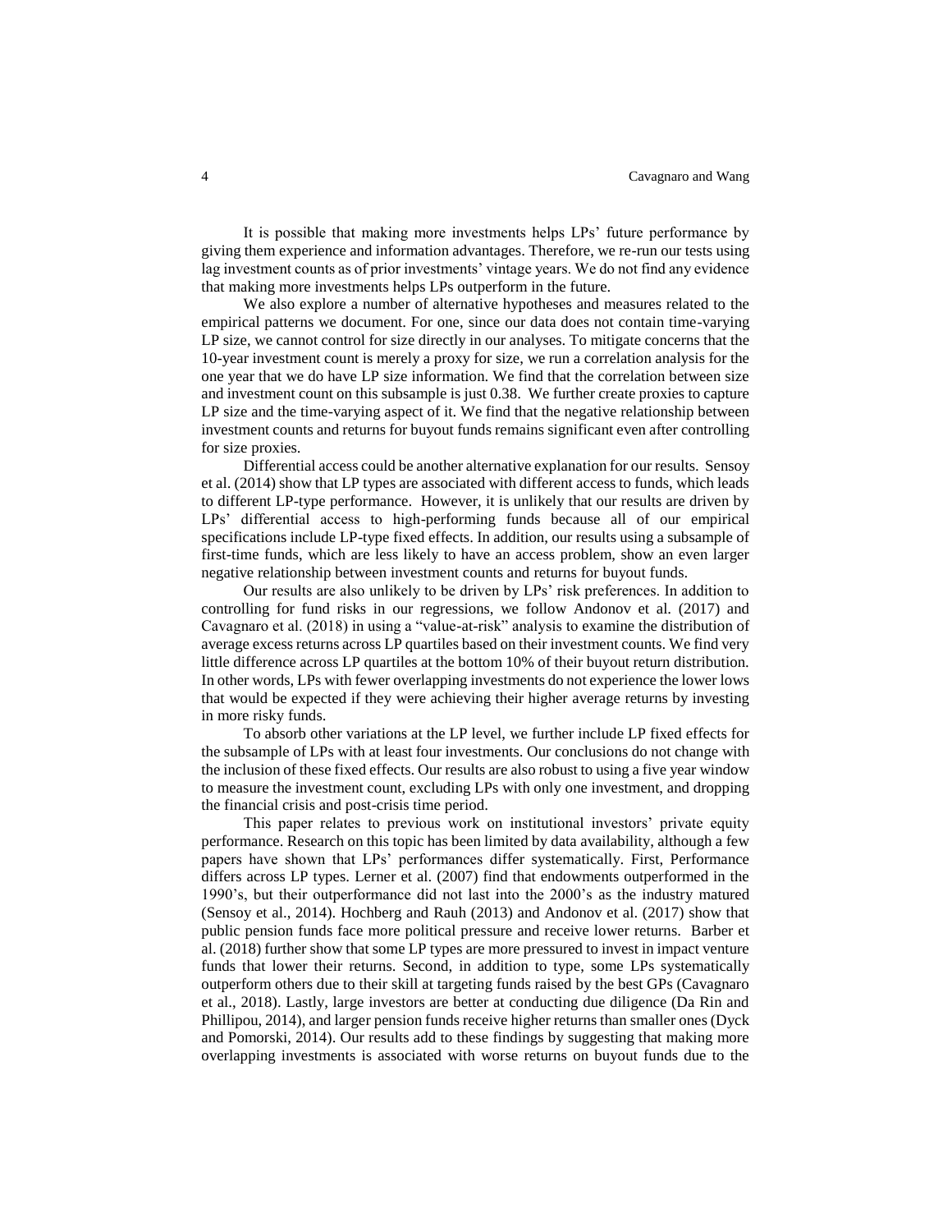It is possible that making more investments helps LPs' future performance by giving them experience and information advantages. Therefore, we re-run our tests using lag investment counts as of prior investments' vintage years. We do not find any evidence that making more investments helps LPs outperform in the future.

We also explore a number of alternative hypotheses and measures related to the empirical patterns we document. For one, since our data does not contain time-varying LP size, we cannot control for size directly in our analyses. To mitigate concerns that the 10-year investment count is merely a proxy for size, we run a correlation analysis for the one year that we do have LP size information. We find that the correlation between size and investment count on this subsample is just 0.38. We further create proxies to capture LP size and the time-varying aspect of it. We find that the negative relationship between investment counts and returns for buyout funds remains significant even after controlling for size proxies.

Differential access could be another alternative explanation for our results. Sensoy et al. (2014) show that LP types are associated with different access to funds, which leads to different LP-type performance. However, it is unlikely that our results are driven by LPs' differential access to high-performing funds because all of our empirical specifications include LP-type fixed effects. In addition, our results using a subsample of first-time funds, which are less likely to have an access problem, show an even larger negative relationship between investment counts and returns for buyout funds.

Our results are also unlikely to be driven by LPs' risk preferences. In addition to controlling for fund risks in our regressions, we follow Andonov et al. (2017) and Cavagnaro et al. (2018) in using a "value-at-risk" analysis to examine the distribution of average excess returns across LP quartiles based on their investment counts. We find very little difference across LP quartiles at the bottom 10% of their buyout return distribution. In other words, LPs with fewer overlapping investments do not experience the lower lows that would be expected if they were achieving their higher average returns by investing in more risky funds.

To absorb other variations at the LP level, we further include LP fixed effects for the subsample of LPs with at least four investments. Our conclusions do not change with the inclusion of these fixed effects. Our results are also robust to using a five year window to measure the investment count, excluding LPs with only one investment, and dropping the financial crisis and post-crisis time period.

This paper relates to previous work on institutional investors' private equity performance. Research on this topic has been limited by data availability, although a few papers have shown that LPs' performances differ systematically. First, Performance differs across LP types. Lerner et al. (2007) find that endowments outperformed in the 1990's, but their outperformance did not last into the 2000's as the industry matured (Sensoy et al., 2014). Hochberg and Rauh (2013) and Andonov et al. (2017) show that public pension funds face more political pressure and receive lower returns. Barber et al. (2018) further show that some LP types are more pressured to invest in impact venture funds that lower their returns. Second, in addition to type, some LPs systematically outperform others due to their skill at targeting funds raised by the best GPs (Cavagnaro et al., 2018). Lastly, large investors are better at conducting due diligence (Da Rin and Phillipou, 2014), and larger pension funds receive higher returns than smaller ones (Dyck and Pomorski, 2014). Our results add to these findings by suggesting that making more overlapping investments is associated with worse returns on buyout funds due to the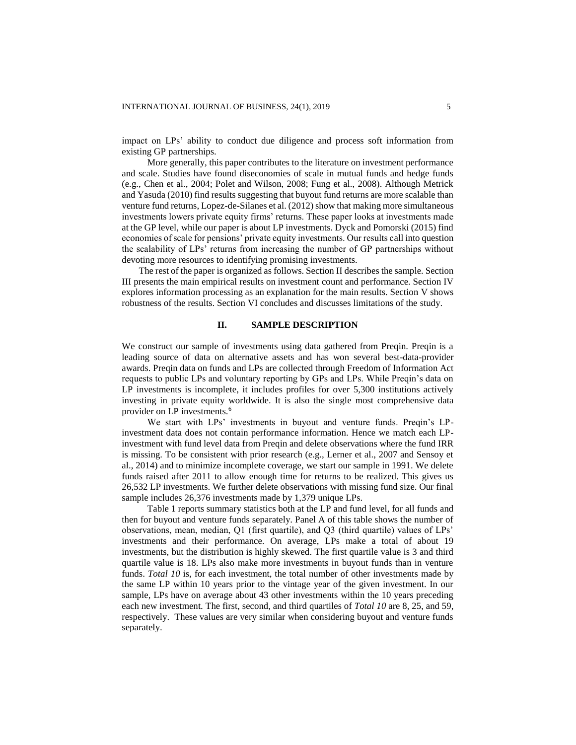impact on LPs' ability to conduct due diligence and process soft information from existing GP partnerships.

More generally, this paper contributes to the literature on investment performance and scale. Studies have found diseconomies of scale in mutual funds and hedge funds (e.g., Chen et al., 2004; Polet and Wilson, 2008; Fung et al., 2008). Although Metrick and Yasuda (2010) find results suggesting that buyout fund returns are more scalable than venture fund returns, Lopez-de-Silanes et al. (2012) show that making more simultaneous investments lowers private equity firms' returns. These paper looks at investments made at the GP level, while our paper is about LP investments. Dyck and Pomorski (2015) find economies of scale for pensions' private equity investments. Our results call into question the scalability of LPs' returns from increasing the number of GP partnerships without devoting more resources to identifying promising investments.

The rest of the paper is organized as follows. Section II describes the sample. Section III presents the main empirical results on investment count and performance. Section IV explores information processing as an explanation for the main results. Section V shows robustness of the results. Section VI concludes and discusses limitations of the study.

## II. SAMPLE DESCRIPTION

We construct our sample of investments using data gathered from Preqin. Preqin is a leading source of data on alternative assets and has won several best-data-provider awards. Preqin data on funds and LPs are collected through Freedom of Information Act requests to public LPs and voluntary reporting by GPs and LPs. While Preqin's data on LP investments is incomplete, it includes profiles for over 5,300 institutions actively investing in private equity worldwide. It is also the single most comprehensive data provider on LP investments.[6]

We start with LPs' investments in buyout and venture funds. Preqin's LP-investment data does not contain performance information. Hence we match each LP-investment with fund level data from Preqin and delete observations where the fund IRR is missing. To be consistent with prior research (e.g., Lerner et al., 2007 and Sensoy et al., 2014) and to minimize incomplete coverage, we start our sample in 1991. We delete funds raised after 2011 to allow enough time for returns to be realized. This gives us 26,532 LP investments. We further delete observations with missing fund size. Our final sample includes 26,376 investments made by 1,379 unique LPs.

Table 1 reports summary statistics both at the LP and fund level, for all funds and then for buyout and venture funds separately. Panel A of this table shows the number of observations, mean, median, Q1 (first quartile), and Q3 (third quartile) values of LPs' investments and their performance. On average, LPs make a total of about 19 investments, but the distribution is highly skewed. The first quartile value is 3 and third quartile value is 18. LPs also make more investments in buyout funds than in venture funds. *Total 10* is, for each investment, the total number of other investments made by the same LP within 10 years prior to the vintage year of the given investment. In our sample, LPs have on average about 43 other investments within the 10 years preceding each new investment. The first, second, and third quartiles of *Total 10* are 8, 25, and 59, respectively. These values are very similar when considering buyout and venture funds separately.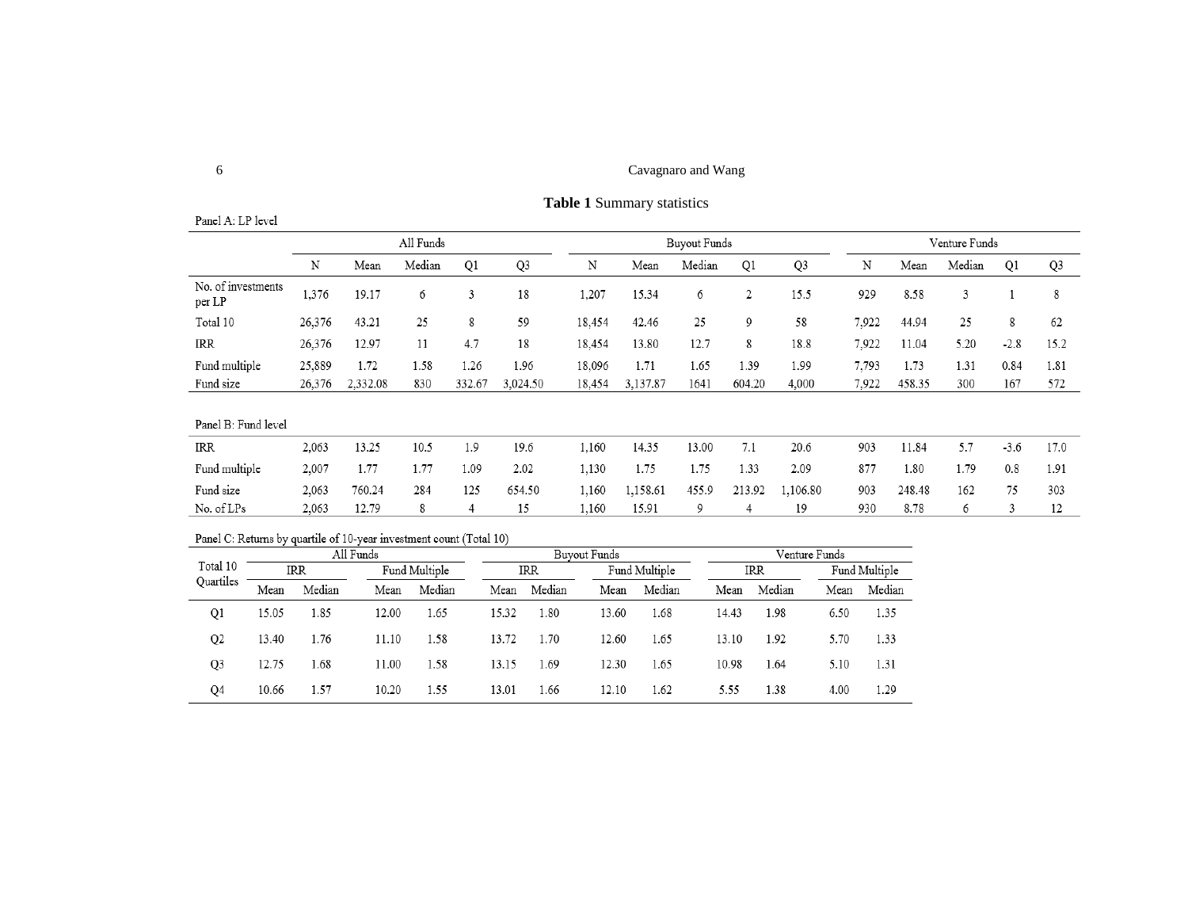**Table 1** Summary statistics

Panel A: LP level

| | All Funds | | | | | Buyout Funds | | | | | Venture Funds | | | | |
|---|---|---|---|---|---|---|---|---|---|---|---|---|---|---|---|
| | N | Mean | Median | Q1 | Q3 | N | Mean | Median | Q1 | Q3 | N | Mean | Median | Q1 | Q3 |
| No. of investments per LP | 1,376 | 19.17 | 6 | 3 | 18 | 1,207 | 15.34 | 6 | 2 | 15.5 | 929 | 8.58 | 3 | 1 | 8 |
| Total 10 | 26,376 | 43.21 | 25 | 8 | 59 | 18,454 | 42.46 | 25 | 9 | 58 | 7,922 | 44.94 | 25 | 8 | 62 |
| IRR | 26,376 | 12.97 | 11 | 4.7 | 18 | 18,454 | 13.80 | 12.7 | 8 | 18.8 | 7,922 | 11.04 | 5.20 | -2.8 | 15.2 |
| Fund multiple | 25,889 | 1.72 | 1.58 | 1.26 | 1.96 | 18,096 | 1.71 | 1.65 | 1.39 | 1.99 | 7,793 | 1.73 | 1.31 | 0.84 | 1.81 |
| Fund size | 26,376 | 2,332.08 | 830 | 332.67 | 3,024.50 | 18,454 | 3,137.87 | 1641 | 604.20 | 4,000 | 7,922 | 458.35 | 300 | 167 | 572 |

Panel B: Fund level

| | N | Mean | Median | Q1 | Q3 | N | Mean | Median | Q1 | Q3 | N | Mean | Median | Q1 | Q3 |
|---|---|---|---|---|---|---|---|---|---|---|---|---|---|---|---|
| IRR | 2,063 | 13.25 | 10.5 | 1.9 | 19.6 | 1,160 | 14.35 | 13.00 | 7.1 | 20.6 | 903 | 11.84 | 5.7 | -3.6 | 17.0 |
| Fund multiple | 2,007 | 1.77 | 1.77 | 1.09 | 2.02 | 1,130 | 1.75 | 1.75 | 1.33 | 2.09 | 877 | 1.80 | 1.79 | 0.8 | 1.91 |
| Fund size | 2,063 | 760.24 | 284 | 125 | 654.50 | 1,160 | 1,158.61 | 455.9 | 213.92 | 1,106.80 | 903 | 248.48 | 162 | 75 | 303 |
| No. of LPs | 2,063 | 12.79 | 8 | 4 | 15 | 1,160 | 15.91 | 9 | 4 | 19 | 930 | 8.78 | 6 | 3 | 12 |

Panel C: Returns by quartile of 10-year investment count (Total 10)

| Total 10 Quartiles | All Funds | | | | Buyout Funds | | | | Venture Funds | | | |
|---|---|---|---|---|---|---|---|---|---|---|---|---|
| | IRR | | Fund Multiple | | IRR | | Fund Multiple | | IRR | | Fund Multiple | |
| | Mean | Median | Mean | Median | Mean | Median | Mean | Median | Mean | Median | Mean | Median |
| Q1 | 15.05 | 1.85 | 12.00 | 1.65 | 15.32 | 1.80 | 13.60 | 1.68 | 14.43 | 1.98 | 6.50 | 1.35 |
| Q2 | 13.40 | 1.76 | 11.10 | 1.58 | 13.72 | 1.70 | 12.60 | 1.65 | 13.10 | 1.92 | 5.70 | 1.33 |
| Q3 | 12.75 | 1.68 | 11.00 | 1.58 | 13.15 | 1.69 | 12.30 | 1.65 | 10.98 | 1.64 | 5.10 | 1.31 |
| Q4 | 10.66 | 1.57 | 10.20 | 1.55 | 13.01 | 1.66 | 12.10 | 1.62 | 5.55 | 1.38 | 4.00 | 1.29 |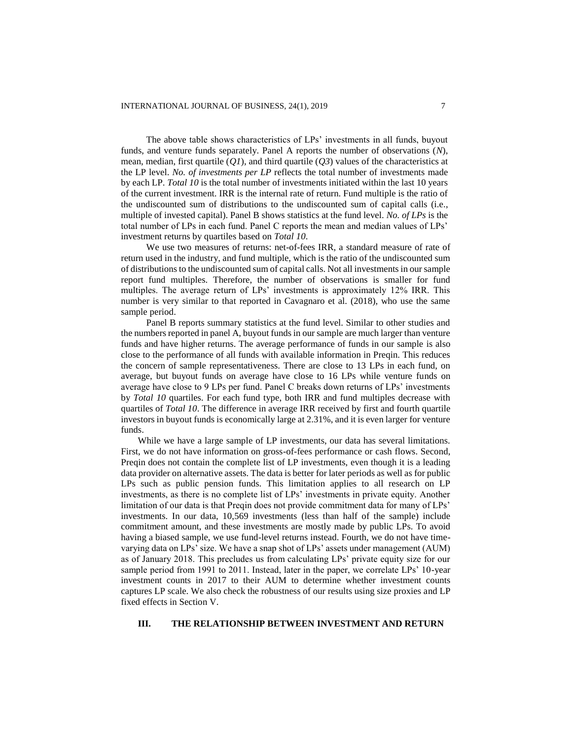The above table shows characteristics of LPs' investments in all funds, buyout funds, and venture funds separately. Panel A reports the number of observations (*N*), mean, median, first quartile (*Q1*), and third quartile (*Q3*) values of the characteristics at the LP level. *No. of investments per LP* reflects the total number of investments made by each LP. *Total 10* is the total number of investments initiated within the last 10 years of the current investment. IRR is the internal rate of return. Fund multiple is the ratio of the undiscounted sum of distributions to the undiscounted sum of capital calls (i.e., multiple of invested capital). Panel B shows statistics at the fund level. *No. of LPs* is the total number of LPs in each fund. Panel C reports the mean and median values of LPs' investment returns by quartiles based on *Total 10*.

We use two measures of returns: net-of-fees IRR, a standard measure of rate of return used in the industry, and fund multiple, which is the ratio of the undiscounted sum of distributions to the undiscounted sum of capital calls. Not all investments in our sample report fund multiples. Therefore, the number of observations is smaller for fund multiples. The average return of LPs' investments is approximately 12% IRR. This number is very similar to that reported in Cavagnaro et al. (2018), who use the same sample period.

Panel B reports summary statistics at the fund level. Similar to other studies and the numbers reported in panel A, buyout funds in our sample are much larger than venture funds and have higher returns. The average performance of funds in our sample is also close to the performance of all funds with available information in Preqin. This reduces the concern of sample representativeness. There are close to 13 LPs in each fund, on average, but buyout funds on average have close to 16 LPs while venture funds on average have close to 9 LPs per fund. Panel C breaks down returns of LPs' investments by *Total 10* quartiles. For each fund type, both IRR and fund multiples decrease with quartiles of *Total 10*. The difference in average IRR received by first and fourth quartile investors in buyout funds is economically large at 2.31%, and it is even larger for venture funds.

While we have a large sample of LP investments, our data has several limitations. First, we do not have information on gross-of-fees performance or cash flows. Second, Preqin does not contain the complete list of LP investments, even though it is a leading data provider on alternative assets. The data is better for later periods as well as for public LPs such as public pension funds. This limitation applies to all research on LP investments, as there is no complete list of LPs' investments in private equity. Another limitation of our data is that Preqin does not provide commitment data for many of LPs' investments. In our data, 10,569 investments (less than half of the sample) include commitment amount, and these investments are mostly made by public LPs. To avoid having a biased sample, we use fund-level returns instead. Fourth, we do not have time-varying data on LPs' size. We have a snap shot of LPs' assets under management (AUM) as of January 2018. This precludes us from calculating LPs' private equity size for our sample period from 1991 to 2011. Instead, later in the paper, we correlate LPs' 10-year investment counts in 2017 to their AUM to determine whether investment counts captures LP scale. We also check the robustness of our results using size proxies and LP fixed effects in Section V.

## III. THE RELATIONSHIP BETWEEN INVESTMENT AND RETURN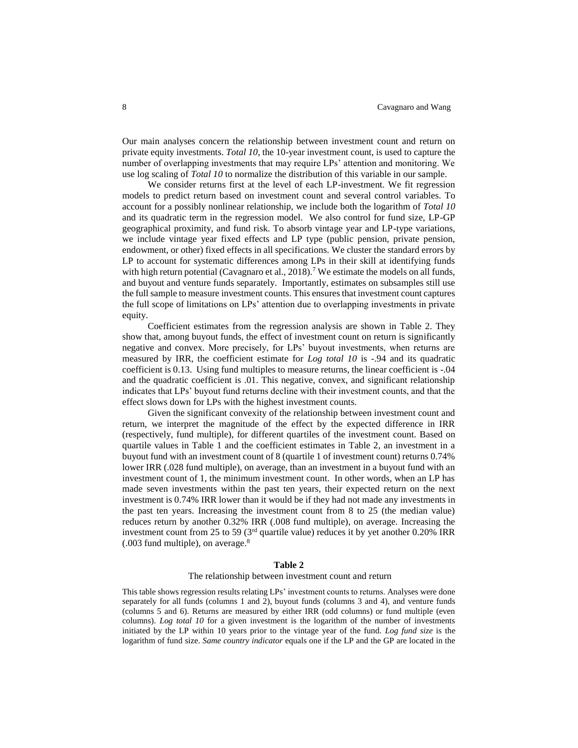Our main analyses concern the relationship between investment count and return on private equity investments. *Total 10*, the 10-year investment count, is used to capture the number of overlapping investments that may require LPs' attention and monitoring. We use log scaling of *Total 10* to normalize the distribution of this variable in our sample.

We consider returns first at the level of each LP-investment. We fit regression models to predict return based on investment count and several control variables. To account for a possibly nonlinear relationship, we include both the logarithm of *Total 10* and its quadratic term in the regression model. We also control for fund size, LP-GP geographical proximity, and fund risk. To absorb vintage year and LP-type variations, we include vintage year fixed effects and LP type (public pension, private pension, endowment, or other) fixed effects in all specifications. We cluster the standard errors by LP to account for systematic differences among LPs in their skill at identifying funds with high return potential (Cavagnaro et al., 2018).[7] We estimate the models on all funds, and buyout and venture funds separately. Importantly, estimates on subsamples still use the full sample to measure investment counts. This ensures that investment count captures the full scope of limitations on LPs' attention due to overlapping investments in private equity.

Coefficient estimates from the regression analysis are shown in Table 2. They show that, among buyout funds, the effect of investment count on return is significantly negative and convex. More precisely, for LPs' buyout investments, when returns are measured by IRR, the coefficient estimate for *Log total 10* is -.94 and its quadratic coefficient is 0.13. Using fund multiples to measure returns, the linear coefficient is -.04 and the quadratic coefficient is .01. This negative, convex, and significant relationship indicates that LPs' buyout fund returns decline with their investment counts, and that the effect slows down for LPs with the highest investment counts.

Given the significant convexity of the relationship between investment count and return, we interpret the magnitude of the effect by the expected difference in IRR (respectively, fund multiple), for different quartiles of the investment count. Based on quartile values in Table 1 and the coefficient estimates in Table 2, an investment in a buyout fund with an investment count of 8 (quartile 1 of investment count) returns 0.74% lower IRR (.028 fund multiple), on average, than an investment in a buyout fund with an investment count of 1, the minimum investment count. In other words, when an LP has made seven investments within the past ten years, their expected return on the next investment is 0.74% IRR lower than it would be if they had not made any investments in the past ten years. Increasing the investment count from 8 to 25 (the median value) reduces return by another 0.32% IRR (.008 fund multiple), on average. Increasing the investment count from 25 to 59 (3rd quartile value) reduces it by yet another 0.20% IRR (.003 fund multiple), on average.[8]

**Table 2**

The relationship between investment count and return

This table shows regression results relating LPs' investment counts to returns. Analyses were done separately for all funds (columns 1 and 2), buyout funds (columns 3 and 4), and venture funds (columns 5 and 6). Returns are measured by either IRR (odd columns) or fund multiple (even columns). *Log total 10* for a given investment is the logarithm of the number of investments initiated by the LP within 10 years prior to the vintage year of the fund. *Log fund size* is the logarithm of fund size. *Same country indicator* equals one if the LP and the GP are located in the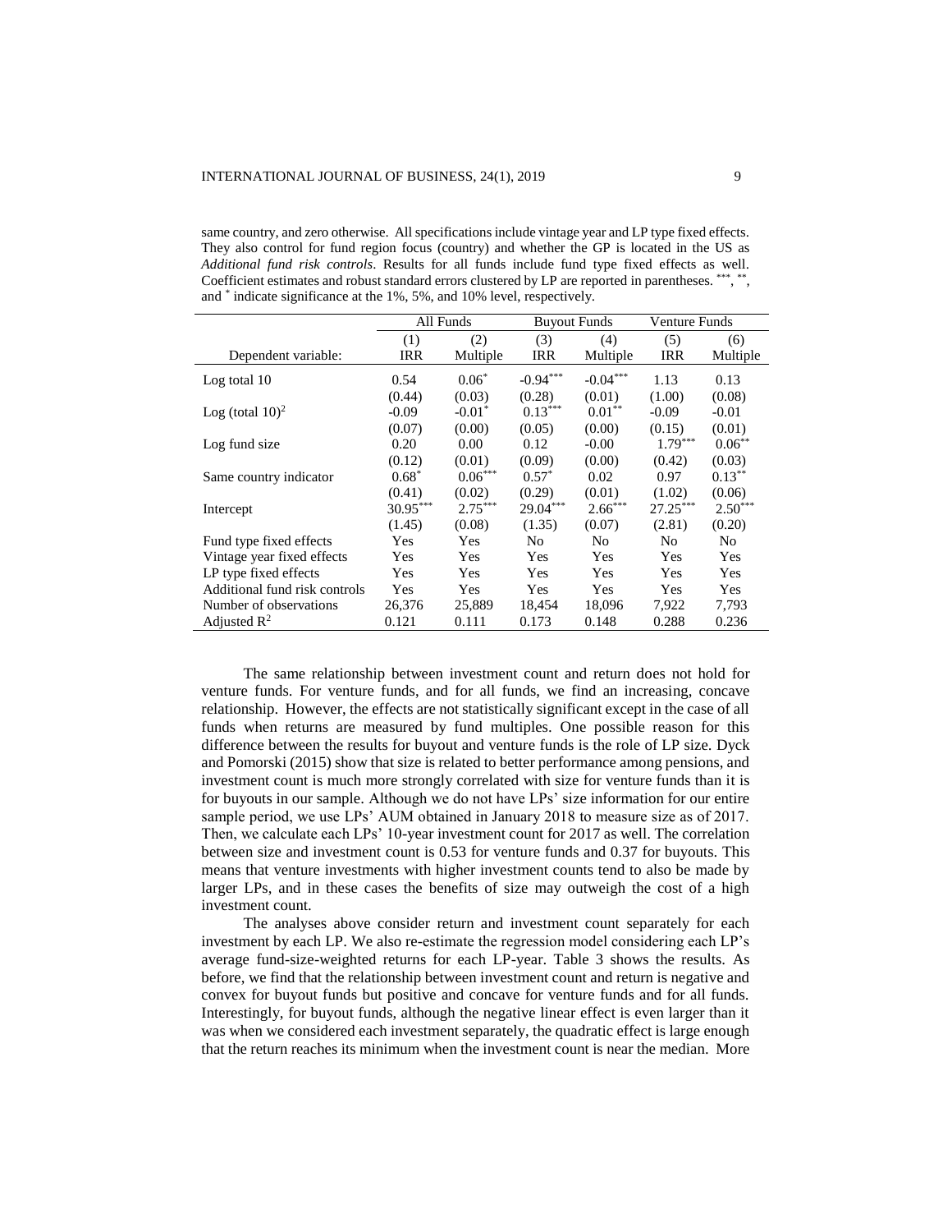same country, and zero otherwise. All specifications include vintage year and LP type fixed effects. They also control for fund region focus (country) and whether the GP is located in the US as *Additional fund risk controls*. Results for all funds include fund type fixed effects as well. Coefficient estimates and robust standard errors clustered by LP are reported in parentheses. $^{***}$, $^{**}$, and $^{*}$ indicate significance at the 1%, 5%, and 10% level, respectively.

| | All Funds | | Buyout Funds | | Venture Funds | |
|---|---|---|---|---|---|---|
| | (1) | (2) | (3) | (4) | (5) | (6) |
| Dependent variable: | IRR | Multiple | IRR | Multiple | IRR | Multiple |
| Log total 10 | 0.54 | $0.06^{*}$ | $-0.94^{***}$ | $-0.04^{***}$ | 1.13 | 0.13 |
| | (0.44) | (0.03) | (0.28) | (0.01) | (1.00) | (0.08) |
| Log (total 10)$^2$ | -0.09 | $-0.01^{*}$ | $0.13^{***}$ | $0.01^{**}$ | -0.09 | -0.01 |
| | (0.07) | (0.00) | (0.05) | (0.00) | (0.15) | (0.01) |
| Log fund size | 0.20 | 0.00 | 0.12 | -0.00 | $1.79^{***}$ | $0.06^{**}$ |
| | (0.12) | (0.01) | (0.09) | (0.00) | (0.42) | (0.03) |
| Same country indicator | $0.68^{*}$ | $0.06^{***}$ | $0.57^{*}$ | 0.02 | 0.97 | $0.13^{**}$ |
| | (0.41) | (0.02) | (0.29) | (0.01) | (1.02) | (0.06) |
| Intercept | $30.95^{***}$ | $2.75^{***}$ | $29.04^{***}$ | $2.66^{***}$ | $27.25^{***}$ | $2.50^{***}$ |
| | (1.45) | (0.08) | (1.35) | (0.07) | (2.81) | (0.20) |
| Fund type fixed effects | Yes | Yes | No | No | No | No |
| Vintage year fixed effects | Yes | Yes | Yes | Yes | Yes | Yes |
| LP type fixed effects | Yes | Yes | Yes | Yes | Yes | Yes |
| Additional fund risk controls | Yes | Yes | Yes | Yes | Yes | Yes |
| Number of observations | 26,376 | 25,889 | 18,454 | 18,096 | 7,922 | 7,793 |
| Adjusted $R^2$ | 0.121 | 0.111 | 0.173 | 0.148 | 0.288 | 0.236 |

The same relationship between investment count and return does not hold for venture funds. For venture funds, and for all funds, we find an increasing, concave relationship. However, the effects are not statistically significant except in the case of all funds when returns are measured by fund multiples. One possible reason for this difference between the results for buyout and venture funds is the role of LP size. Dyck and Pomorski (2015) show that size is related to better performance among pensions, and investment count is much more strongly correlated with size for venture funds than it is for buyouts in our sample. Although we do not have LPs' size information for our entire sample period, we use LPs' AUM obtained in January 2018 to measure size as of 2017. Then, we calculate each LPs' 10-year investment count for 2017 as well. The correlation between size and investment count is 0.53 for venture funds and 0.37 for buyouts. This means that venture investments with higher investment counts tend to also be made by larger LPs, and in these cases the benefits of size may outweigh the cost of a high investment count.

The analyses above consider return and investment count separately for each investment by each LP. We also re-estimate the regression model considering each LP's average fund-size-weighted returns for each LP-year. Table 3 shows the results. As before, we find that the relationship between investment count and return is negative and convex for buyout funds but positive and concave for venture funds and for all funds. Interestingly, for buyout funds, although the negative linear effect is even larger than it was when we considered each investment separately, the quadratic effect is large enough that the return reaches its minimum when the investment count is near the median. More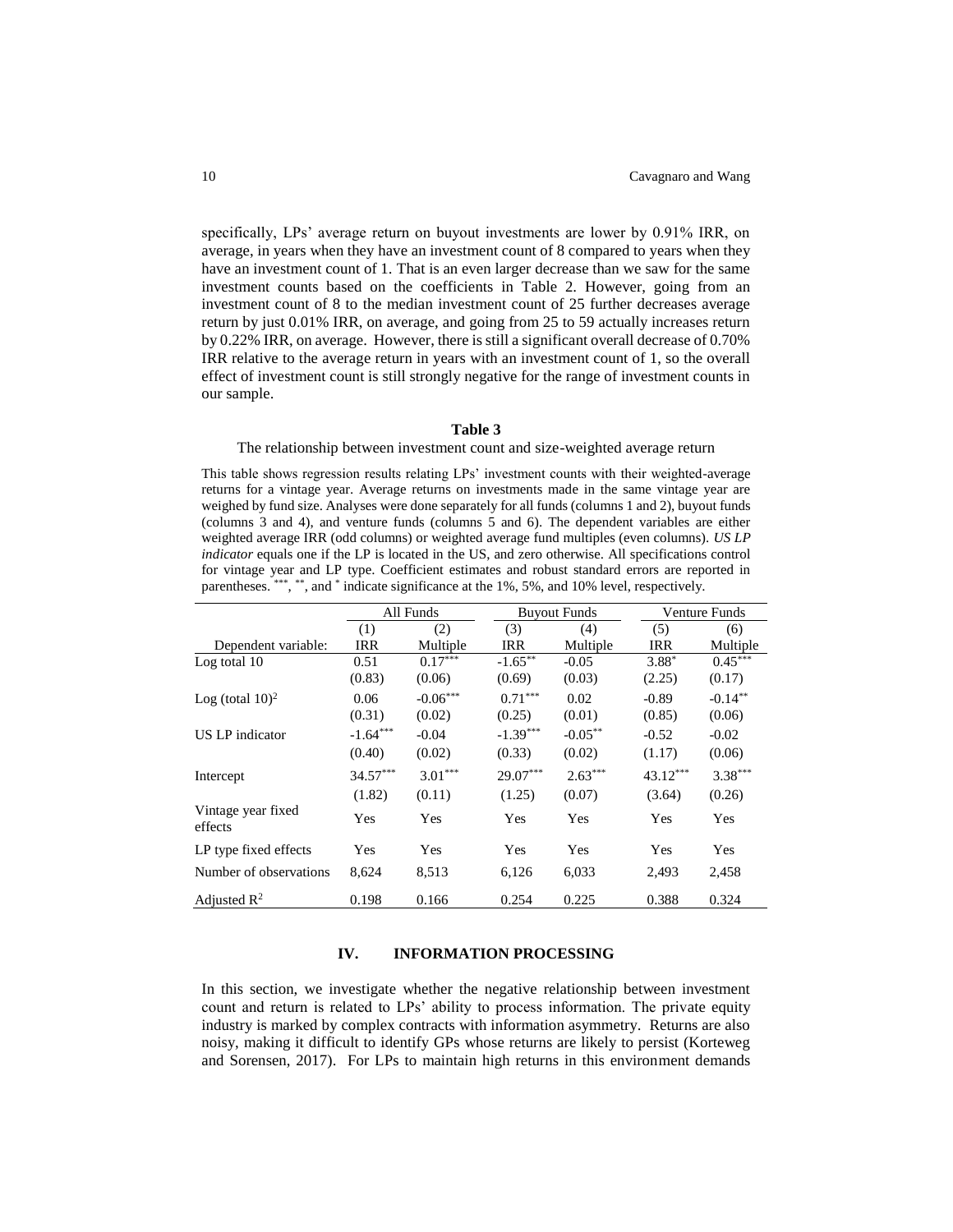specifically, LPs' average return on buyout investments are lower by 0.91% IRR, on average, in years when they have an investment count of 8 compared to years when they have an investment count of 1. That is an even larger decrease than we saw for the same investment counts based on the coefficients in Table 2. However, going from an investment count of 8 to the median investment count of 25 further decreases average return by just 0.01% IRR, on average, and going from 25 to 59 actually increases return by 0.22% IRR, on average. However, there is still a significant overall decrease of 0.70% IRR relative to the average return in years with an investment count of 1, so the overall effect of investment count is still strongly negative for the range of investment counts in our sample.

**Table 3**

The relationship between investment count and size-weighted average return

This table shows regression results relating LPs' investment counts with their weighted-average returns for a vintage year. Average returns on investments made in the same vintage year are weighed by fund size. Analyses were done separately for all funds (columns 1 and 2), buyout funds (columns 3 and 4), and venture funds (columns 5 and 6). The dependent variables are either weighted average IRR (odd columns) or weighted average fund multiples (even columns). *US LP indicator* equals one if the LP is located in the US, and zero otherwise. All specifications control for vintage year and LP type. Coefficient estimates and robust standard errors are reported in parentheses. \*\*\*, \*\*, and \* indicate significance at the 1%, 5%, and 10% level, respectively.

| | All Funds | | Buyout Funds | | Venture Funds | |
|---|---|---|---|---|---|---|
| | (1) | (2) | (3) | (4) | (5) | (6) |
| Dependent variable: | IRR | Multiple | IRR | Multiple | IRR | Multiple |
| Log total 10 | 0.51 | 0.17\*\*\* | -1.65\*\* | -0.05 | 3.88\* | 0.45\*\*\* |
| | (0.83) | (0.06) | (0.69) | (0.03) | (2.25) | (0.17) |
| Log (total 10)$^2$ | 0.06 | -0.06\*\*\* | 0.71\*\*\* | 0.02 | -0.89 | -0.14\*\* |
| | (0.31) | (0.02) | (0.25) | (0.01) | (0.85) | (0.06) |
| US LP indicator | -1.64\*\*\* | -0.04 | -1.39\*\*\* | -0.05\*\* | -0.52 | -0.02 |
| | (0.40) | (0.02) | (0.33) | (0.02) | (1.17) | (0.06) |
| Intercept | 34.57\*\*\* | 3.01\*\*\* | 29.07\*\*\* | 2.63\*\*\* | 43.12\*\*\* | 3.38\*\*\* |
| | (1.82) | (0.11) | (1.25) | (0.07) | (3.64) | (0.26) |
| Vintage year fixed effects | Yes | Yes | Yes | Yes | Yes | Yes |
| LP type fixed effects | Yes | Yes | Yes | Yes | Yes | Yes |
| Number of observations | 8,624 | 8,513 | 6,126 | 6,033 | 2,493 | 2,458 |
| Adjusted $R^2$ | 0.198 | 0.166 | 0.254 | 0.225 | 0.388 | 0.324 |

## IV. INFORMATION PROCESSING

In this section, we investigate whether the negative relationship between investment count and return is related to LPs' ability to process information. The private equity industry is marked by complex contracts with information asymmetry. Returns are also noisy, making it difficult to identify GPs whose returns are likely to persist (Korteweg and Sorensen, 2017). For LPs to maintain high returns in this environment demands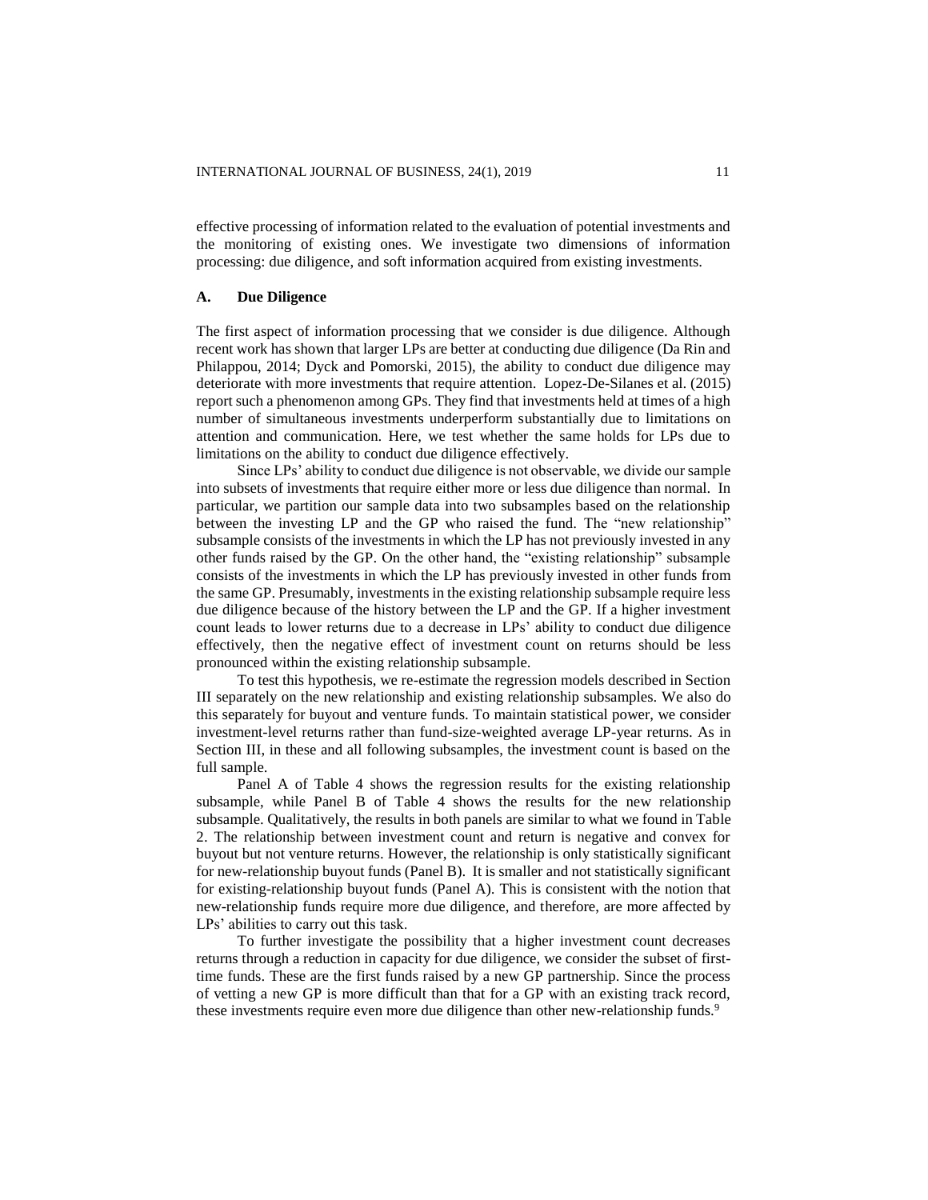effective processing of information related to the evaluation of potential investments and the monitoring of existing ones. We investigate two dimensions of information processing: due diligence, and soft information acquired from existing investments.

### A. Due Diligence

The first aspect of information processing that we consider is due diligence. Although recent work has shown that larger LPs are better at conducting due diligence (Da Rin and Philappou, 2014; Dyck and Pomorski, 2015), the ability to conduct due diligence may deteriorate with more investments that require attention. Lopez-De-Silanes et al. (2015) report such a phenomenon among GPs. They find that investments held at times of a high number of simultaneous investments underperform substantially due to limitations on attention and communication. Here, we test whether the same holds for LPs due to limitations on the ability to conduct due diligence effectively.

Since LPs' ability to conduct due diligence is not observable, we divide our sample into subsets of investments that require either more or less due diligence than normal. In particular, we partition our sample data into two subsamples based on the relationship between the investing LP and the GP who raised the fund. The "new relationship" subsample consists of the investments in which the LP has not previously invested in any other funds raised by the GP. On the other hand, the "existing relationship" subsample consists of the investments in which the LP has previously invested in other funds from the same GP. Presumably, investments in the existing relationship subsample require less due diligence because of the history between the LP and the GP. If a higher investment count leads to lower returns due to a decrease in LPs' ability to conduct due diligence effectively, then the negative effect of investment count on returns should be less pronounced within the existing relationship subsample.

To test this hypothesis, we re-estimate the regression models described in Section III separately on the new relationship and existing relationship subsamples. We also do this separately for buyout and venture funds. To maintain statistical power, we consider investment-level returns rather than fund-size-weighted average LP-year returns. As in Section III, in these and all following subsamples, the investment count is based on the full sample.

Panel A of Table 4 shows the regression results for the existing relationship subsample, while Panel B of Table 4 shows the results for the new relationship subsample. Qualitatively, the results in both panels are similar to what we found in Table 2. The relationship between investment count and return is negative and convex for buyout but not venture returns. However, the relationship is only statistically significant for new-relationship buyout funds (Panel B). It is smaller and not statistically significant for existing-relationship buyout funds (Panel A). This is consistent with the notion that new-relationship funds require more due diligence, and therefore, are more affected by LPs' abilities to carry out this task.

To further investigate the possibility that a higher investment count decreases returns through a reduction in capacity for due diligence, we consider the subset of first-time funds. These are the first funds raised by a new GP partnership. Since the process of vetting a new GP is more difficult than that for a GP with an existing track record, these investments require even more due diligence than other new-relationship funds.[9]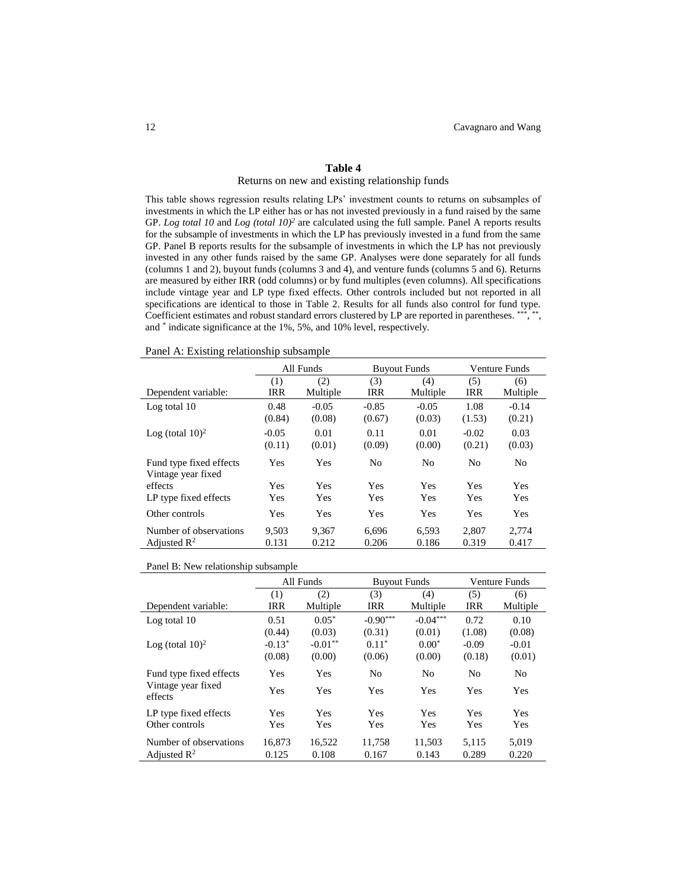**Table 4**

Returns on new and existing relationship funds

This table shows regression results relating LPs' investment counts to returns on subsamples of investments in which the LP either has or has not invested previously in a fund raised by the same GP. *Log total 10* and *Log (total 10)$^2$* are calculated using the full sample. Panel A reports results for the subsample of investments in which the LP has previously invested in a fund from the same GP. Panel B reports results for the subsample of investments in which the LP has not previously invested in any other funds raised by the same GP. Analyses were done separately for all funds (columns 1 and 2), buyout funds (columns 3 and 4), and venture funds (columns 5 and 6). Returns are measured by either IRR (odd columns) or by fund multiples (even columns). All specifications include vintage year and LP type fixed effects. Other controls included but not reported in all specifications are identical to those in Table 2. Results for all funds also control for fund type. Coefficient estimates and robust standard errors clustered by LP are reported in parentheses. ***, **, and * indicate significance at the 1%, 5%, and 10% level, respectively.

Panel A: Existing relationship subsample

| | All Funds | | Buyout Funds | | Venture Funds | |
|---|---|---|---|---|---|---|
| | (1) | (2) | (3) | (4) | (5) | (6) |
| Dependent variable: | IRR | Multiple | IRR | Multiple | IRR | Multiple |
| Log total 10 | 0.48 | -0.05 | -0.85 | -0.05 | 1.08 | -0.14 |
| | (0.84) | (0.08) | (0.67) | (0.03) | (1.53) | (0.21) |
| Log (total 10)$^2$ | -0.05 | 0.01 | 0.11 | 0.01 | -0.02 | 0.03 |
| | (0.11) | (0.01) | (0.09) | (0.00) | (0.21) | (0.03) |
| Fund type fixed effects | Yes | Yes | No | No | No | No |
| Vintage year fixed effects | Yes | Yes | Yes | Yes | Yes | Yes |
| LP type fixed effects | Yes | Yes | Yes | Yes | Yes | Yes |
| Other controls | Yes | Yes | Yes | Yes | Yes | Yes |
| Number of observations | 9,503 | 9,367 | 6,696 | 6,593 | 2,807 | 2,774 |
| Adjusted $R^2$ | 0.131 | 0.212 | 0.206 | 0.186 | 0.319 | 0.417 |

Panel B: New relationship subsample

| | All Funds | | Buyout Funds | | Venture Funds | |
|---|---|---|---|---|---|---|
| | (1) | (2) | (3) | (4) | (5) | (6) |
| Dependent variable: | IRR | Multiple | IRR | Multiple | IRR | Multiple |
| Log total 10 | 0.51 | 0.05* | -0.90*** | -0.04*** | 0.72 | 0.10 |
| | (0.44) | (0.03) | (0.31) | (0.01) | (1.08) | (0.08) |
| Log (total 10)$^2$ | -0.13* | -0.01** | 0.11* | 0.00* | -0.09 | -0.01 |
| | (0.08) | (0.00) | (0.06) | (0.00) | (0.18) | (0.01) |
| Fund type fixed effects | Yes | Yes | No | No | No | No |
| Vintage year fixed effects | Yes | Yes | Yes | Yes | Yes | Yes |
| LP type fixed effects | Yes | Yes | Yes | Yes | Yes | Yes |
| Other controls | Yes | Yes | Yes | Yes | Yes | Yes |
| Number of observations | 16,873 | 16,522 | 11,758 | 11,503 | 5,115 | 5,019 |
| Adjusted $R^2$ | 0.125 | 0.108 | 0.167 | 0.143 | 0.289 | 0.220 |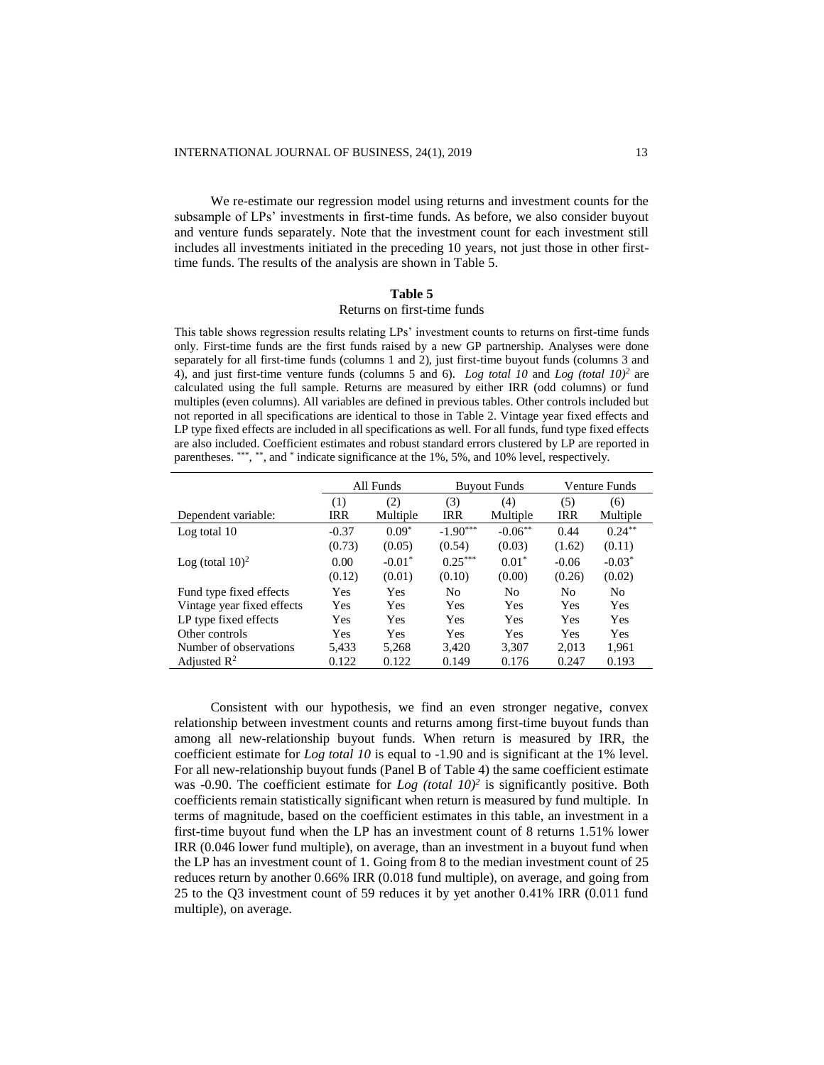We re-estimate our regression model using returns and investment counts for the subsample of LPs' investments in first-time funds. As before, we also consider buyout and venture funds separately. Note that the investment count for each investment still includes all investments initiated in the preceding 10 years, not just those in other first-time funds. The results of the analysis are shown in Table 5.

**Table 5**

Returns on first-time funds

This table shows regression results relating LPs' investment counts to returns on first-time funds only. First-time funds are the first funds raised by a new GP partnership. Analyses were done separately for all first-time funds (columns 1 and 2), just first-time buyout funds (columns 3 and 4), and just first-time venture funds (columns 5 and 6). *Log total 10* and *Log (total 10)²* are calculated using the full sample. Returns are measured by either IRR (odd columns) or fund multiples (even columns). All variables are defined in previous tables. Other controls included but not reported in all specifications are identical to those in Table 2. Vintage year fixed effects and LP type fixed effects are included in all specifications as well. For all funds, fund type fixed effects are also included. Coefficient estimates and robust standard errors clustered by LP are reported in parentheses. ***, **, and * indicate significance at the 1%, 5%, and 10% level, respectively.

| | All Funds | | Buyout Funds | | Venture Funds | |
|---|---|---|---|---|---|---|
| | (1) | (2) | (3) | (4) | (5) | (6) |
| Dependent variable: | IRR | Multiple | IRR | Multiple | IRR | Multiple |
| Log total 10 | -0.37 | 0.09* | -1.90*** | -0.06** | 0.44 | 0.24** |
| | (0.73) | (0.05) | (0.54) | (0.03) | (1.62) | (0.11) |
| Log (total 10)$^2$ | 0.00 | -0.01* | 0.25*** | 0.01* | -0.06 | -0.03* |
| | (0.12) | (0.01) | (0.10) | (0.00) | (0.26) | (0.02) |
| Fund type fixed effects | Yes | Yes | No | No | No | No |
| Vintage year fixed effects | Yes | Yes | Yes | Yes | Yes | Yes |
| LP type fixed effects | Yes | Yes | Yes | Yes | Yes | Yes |
| Other controls | Yes | Yes | Yes | Yes | Yes | Yes |
| Number of observations | 5,433 | 5,268 | 3,420 | 3,307 | 2,013 | 1,961 |
| Adjusted $R^2$ | 0.122 | 0.122 | 0.149 | 0.176 | 0.247 | 0.193 |

Consistent with our hypothesis, we find an even stronger negative, convex relationship between investment counts and returns among first-time buyout funds than among all new-relationship buyout funds. When return is measured by IRR, the coefficient estimate for *Log total 10* is equal to -1.90 and is significant at the 1% level. For all new-relationship buyout funds (Panel B of Table 4) the same coefficient estimate was -0.90. The coefficient estimate for *Log (total 10)²* is significantly positive. Both coefficients remain statistically significant when return is measured by fund multiple. In terms of magnitude, based on the coefficient estimates in this table, an investment in a first-time buyout fund when the LP has an investment count of 8 returns 1.51% lower IRR (0.046 lower fund multiple), on average, than an investment in a buyout fund when the LP has an investment count of 1. Going from 8 to the median investment count of 25 reduces return by another 0.66% IRR (0.018 fund multiple), on average, and going from 25 to the Q3 investment count of 59 reduces it by yet another 0.41% IRR (0.011 fund multiple), on average.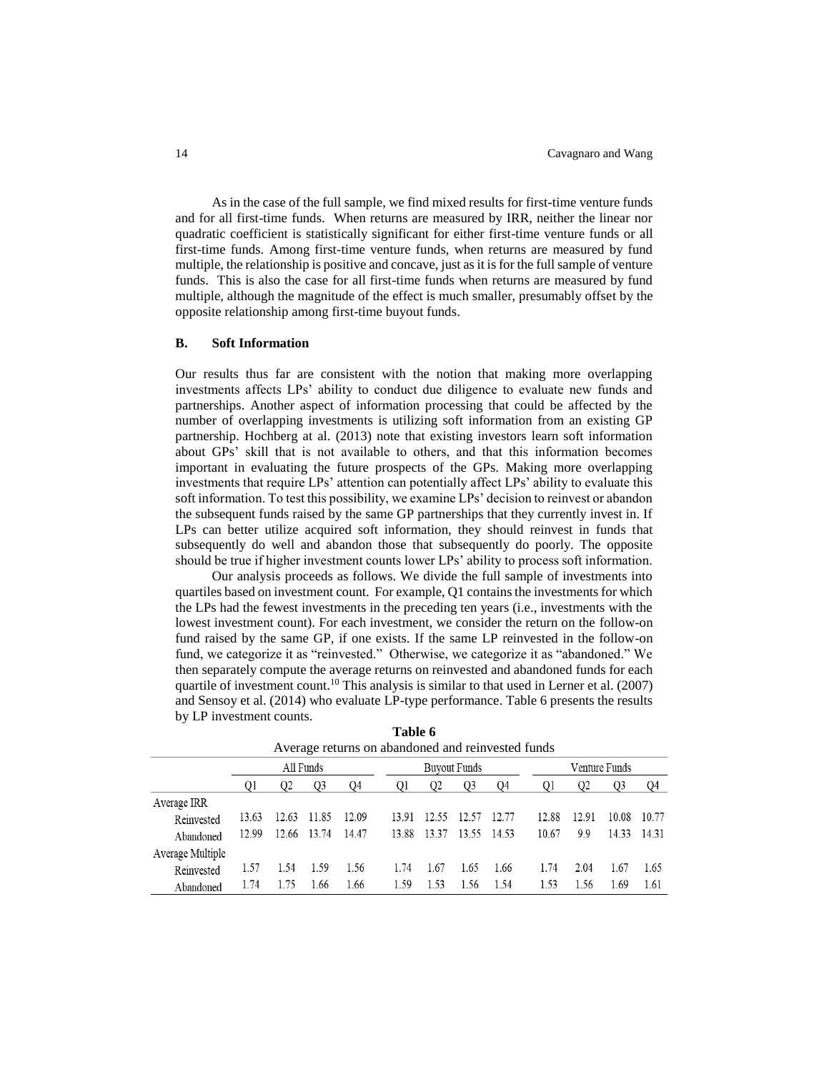As in the case of the full sample, we find mixed results for first-time venture funds and for all first-time funds. When returns are measured by IRR, neither the linear nor quadratic coefficient is statistically significant for either first-time venture funds or all first-time funds. Among first-time venture funds, when returns are measured by fund multiple, the relationship is positive and concave, just as it is for the full sample of venture funds. This is also the case for all first-time funds when returns are measured by fund multiple, although the magnitude of the effect is much smaller, presumably offset by the opposite relationship among first-time buyout funds.

### B. Soft Information

Our results thus far are consistent with the notion that making more overlapping investments affects LPs' ability to conduct due diligence to evaluate new funds and partnerships. Another aspect of information processing that could be affected by the number of overlapping investments is utilizing soft information from an existing GP partnership. Hochberg at al. (2013) note that existing investors learn soft information about GPs' skill that is not available to others, and that this information becomes important in evaluating the future prospects of the GPs. Making more overlapping investments that require LPs' attention can potentially affect LPs' ability to evaluate this soft information. To test this possibility, we examine LPs' decision to reinvest or abandon the subsequent funds raised by the same GP partnerships that they currently invest in. If LPs can better utilize acquired soft information, they should reinvest in funds that subsequently do well and abandon those that subsequently do poorly. The opposite should be true if higher investment counts lower LPs' ability to process soft information.

Our analysis proceeds as follows. We divide the full sample of investments into quartiles based on investment count. For example, Q1 contains the investments for which the LPs had the fewest investments in the preceding ten years (i.e., investments with the lowest investment count). For each investment, we consider the return on the follow-on fund raised by the same GP, if one exists. If the same LP reinvested in the follow-on fund, we categorize it as "reinvested." Otherwise, we categorize it as "abandoned." We then separately compute the average returns on reinvested and abandoned funds for each quartile of investment count.[10] This analysis is similar to that used in Lerner et al. (2007) and Sensoy et al. (2014) who evaluate LP-type performance. Table 6 presents the results by LP investment counts.

**Table 6**

Average returns on abandoned and reinvested funds

| | All Funds | | | | Buyout Funds | | | | Venture Funds | | | |
|---|---|---|---|---|---|---|---|---|---|---|---|---|
| | Q1 | Q2 | Q3 | Q4 | Q1 | Q2 | Q3 | Q4 | Q1 | Q2 | Q3 | Q4 |
| Average IRR | | | | | | | | | | | | |
| Reinvested | 13.63 | 12.63 | 11.85 | 12.09 | 13.91 | 12.55 | 12.57 | 12.77 | 12.88 | 12.91 | 10.08 | 10.77 |
| Abandoned | 12.99 | 12.66 | 13.74 | 14.47 | 13.88 | 13.37 | 13.55 | 14.53 | 10.67 | 9.9 | 14.33 | 14.31 |
| Average Multiple | | | | | | | | | | | | |
| Reinvested | 1.57 | 1.54 | 1.59 | 1.56 | 1.74 | 1.67 | 1.65 | 1.66 | 1.74 | 2.04 | 1.67 | 1.65 |
| Abandoned | 1.74 | 1.75 | 1.66 | 1.66 | 1.59 | 1.53 | 1.56 | 1.54 | 1.53 | 1.56 | 1.69 | 1.61 |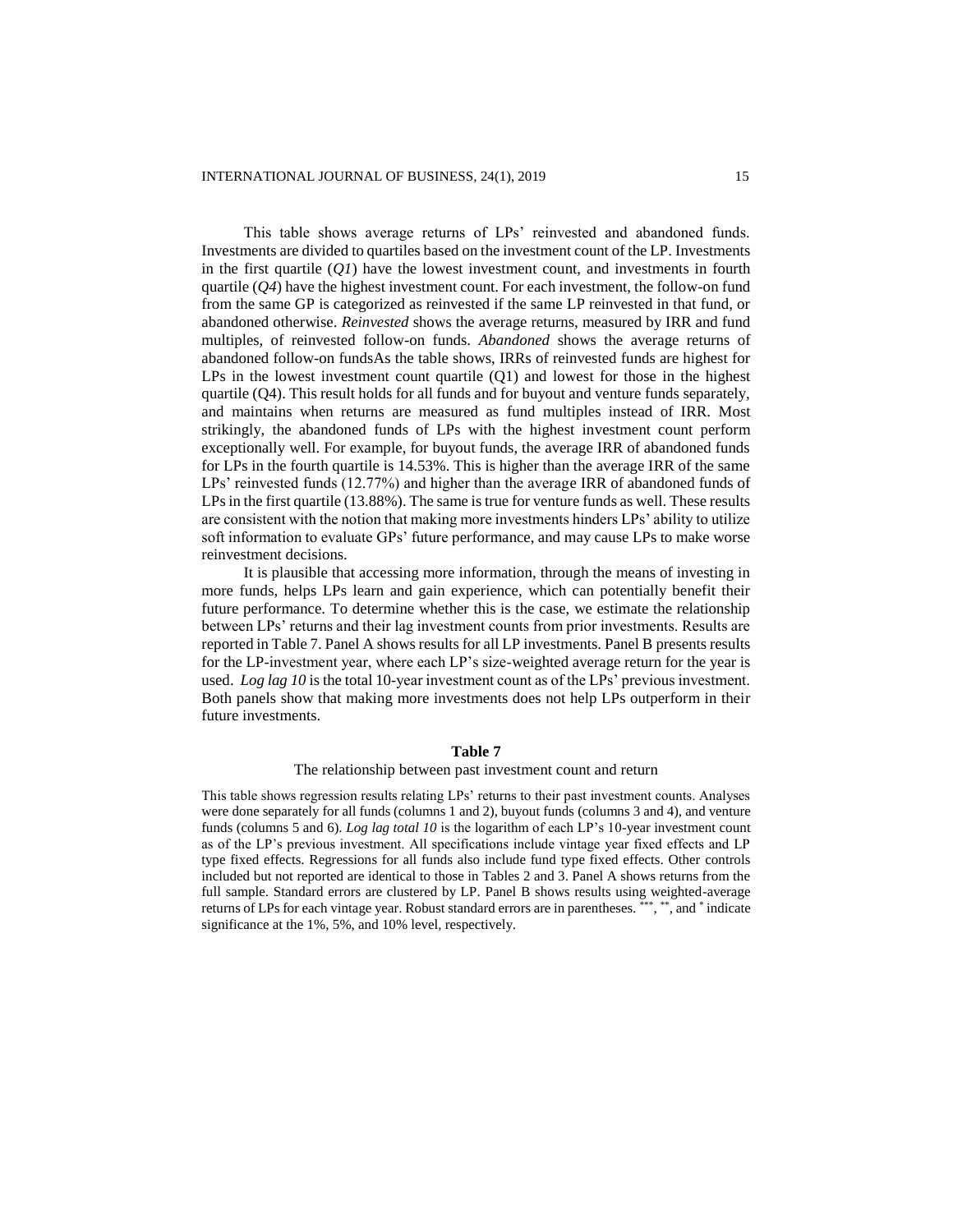This table shows average returns of LPs' reinvested and abandoned funds. Investments are divided to quartiles based on the investment count of the LP. Investments in the first quartile (*Q1*) have the lowest investment count, and investments in fourth quartile (*Q4*) have the highest investment count. For each investment, the follow-on fund from the same GP is categorized as reinvested if the same LP reinvested in that fund, or abandoned otherwise. *Reinvested* shows the average returns, measured by IRR and fund multiples, of reinvested follow-on funds. *Abandoned* shows the average returns of abandoned follow-on fundsAs the table shows, IRRs of reinvested funds are highest for LPs in the lowest investment count quartile (Q1) and lowest for those in the highest quartile (Q4). This result holds for all funds and for buyout and venture funds separately, and maintains when returns are measured as fund multiples instead of IRR. Most strikingly, the abandoned funds of LPs with the highest investment count perform exceptionally well. For example, for buyout funds, the average IRR of abandoned funds for LPs in the fourth quartile is 14.53%. This is higher than the average IRR of the same LPs' reinvested funds (12.77%) and higher than the average IRR of abandoned funds of LPs in the first quartile (13.88%). The same is true for venture funds as well. These results are consistent with the notion that making more investments hinders LPs' ability to utilize soft information to evaluate GPs' future performance, and may cause LPs to make worse reinvestment decisions.

It is plausible that accessing more information, through the means of investing in more funds, helps LPs learn and gain experience, which can potentially benefit their future performance. To determine whether this is the case, we estimate the relationship between LPs' returns and their lag investment counts from prior investments. Results are reported in Table 7. Panel A shows results for all LP investments. Panel B presents results for the LP-investment year, where each LP's size-weighted average return for the year is used. *Log lag 10* is the total 10-year investment count as of the LPs' previous investment. Both panels show that making more investments does not help LPs outperform in their future investments.

**Table 7**

The relationship between past investment count and return

This table shows regression results relating LPs' returns to their past investment counts. Analyses were done separately for all funds (columns 1 and 2), buyout funds (columns 3 and 4), and venture funds (columns 5 and 6). *Log lag total 10* is the logarithm of each LP's 10-year investment count as of the LP's previous investment. All specifications include vintage year fixed effects and LP type fixed effects. Regressions for all funds also include fund type fixed effects. Other controls included but not reported are identical to those in Tables 2 and 3. Panel A shows returns from the full sample. Standard errors are clustered by LP. Panel B shows results using weighted-average returns of LPs for each vintage year. Robust standard errors are in parentheses. ***, **, and * indicate significance at the 1%, 5%, and 10% level, respectively.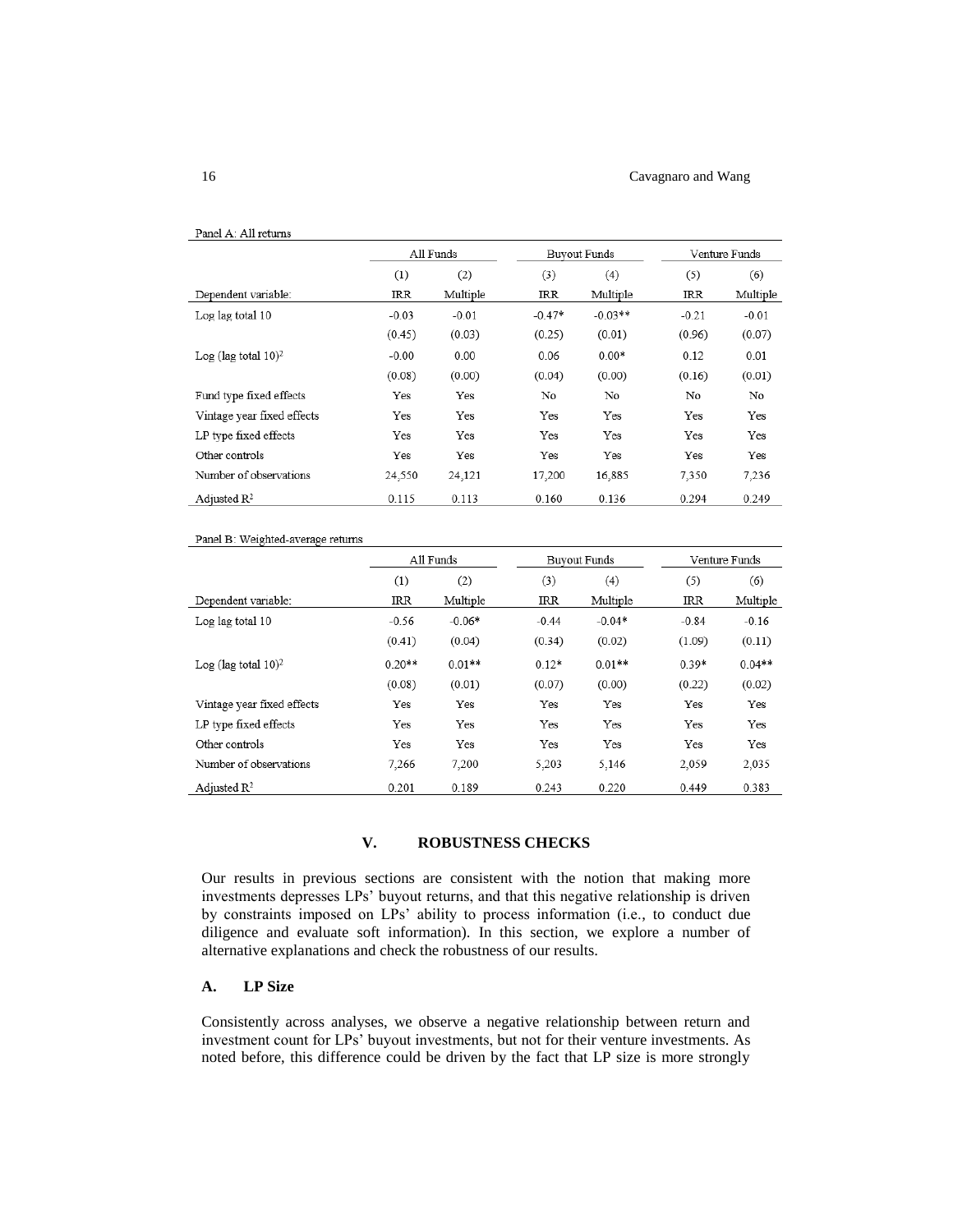Panel A: All returns

| | All Funds | | Buyout Funds | | Venture Funds | |
|---|---|---|---|---|---|---|
| | (1) | (2) | (3) | (4) | (5) | (6) |
| Dependent variable: | IRR | Multiple | IRR | Multiple | IRR | Multiple |
| Log lag total 10 | -0.03 | -0.01 | -0.47* | -0.03** | -0.21 | -0.01 |
| | (0.45) | (0.03) | (0.25) | (0.01) | (0.96) | (0.07) |
| Log (lag total 10)$^2$ | -0.00 | 0.00 | 0.06 | 0.00* | 0.12 | 0.01 |
| | (0.08) | (0.00) | (0.04) | (0.00) | (0.16) | (0.01) |
| Fund type fixed effects | Yes | Yes | No | No | No | No |
| Vintage year fixed effects | Yes | Yes | Yes | Yes | Yes | Yes |
| LP type fixed effects | Yes | Yes | Yes | Yes | Yes | Yes |
| Other controls | Yes | Yes | Yes | Yes | Yes | Yes |
| Number of observations | 24,550 | 24,121 | 17,200 | 16,885 | 7,350 | 7,236 |
| Adjusted $R^2$ | 0.115 | 0.113 | 0.160 | 0.136 | 0.294 | 0.249 |

Panel B: Weighted-average returns

| | All Funds | | Buyout Funds | | Venture Funds | |
|---|---|---|---|---|---|---|
| | (1) | (2) | (3) | (4) | (5) | (6) |
| Dependent variable: | IRR | Multiple | IRR | Multiple | IRR | Multiple |
| Log lag total 10 | -0.56 | -0.06* | -0.44 | -0.04* | -0.84 | -0.16 |
| | (0.41) | (0.04) | (0.34) | (0.02) | (1.09) | (0.11) |
| Log (lag total 10)$^2$ | 0.20** | 0.01** | 0.12* | 0.01** | 0.39* | 0.04** |
| | (0.08) | (0.01) | (0.07) | (0.00) | (0.22) | (0.02) |
| Vintage year fixed effects | Yes | Yes | Yes | Yes | Yes | Yes |
| LP type fixed effects | Yes | Yes | Yes | Yes | Yes | Yes |
| Other controls | Yes | Yes | Yes | Yes | Yes | Yes |
| Number of observations | 7,266 | 7,200 | 5,203 | 5,146 | 2,059 | 2,035 |
| Adjusted $R^2$ | 0.201 | 0.189 | 0.243 | 0.220 | 0.449 | 0.383 |

## V. ROBUSTNESS CHECKS

Our results in previous sections are consistent with the notion that making more investments depresses LPs' buyout returns, and that this negative relationship is driven by constraints imposed on LPs' ability to process information (i.e., to conduct due diligence and evaluate soft information). In this section, we explore a number of alternative explanations and check the robustness of our results.

### A. LP Size

Consistently across analyses, we observe a negative relationship between return and investment count for LPs' buyout investments, but not for their venture investments. As noted before, this difference could be driven by the fact that LP size is more strongly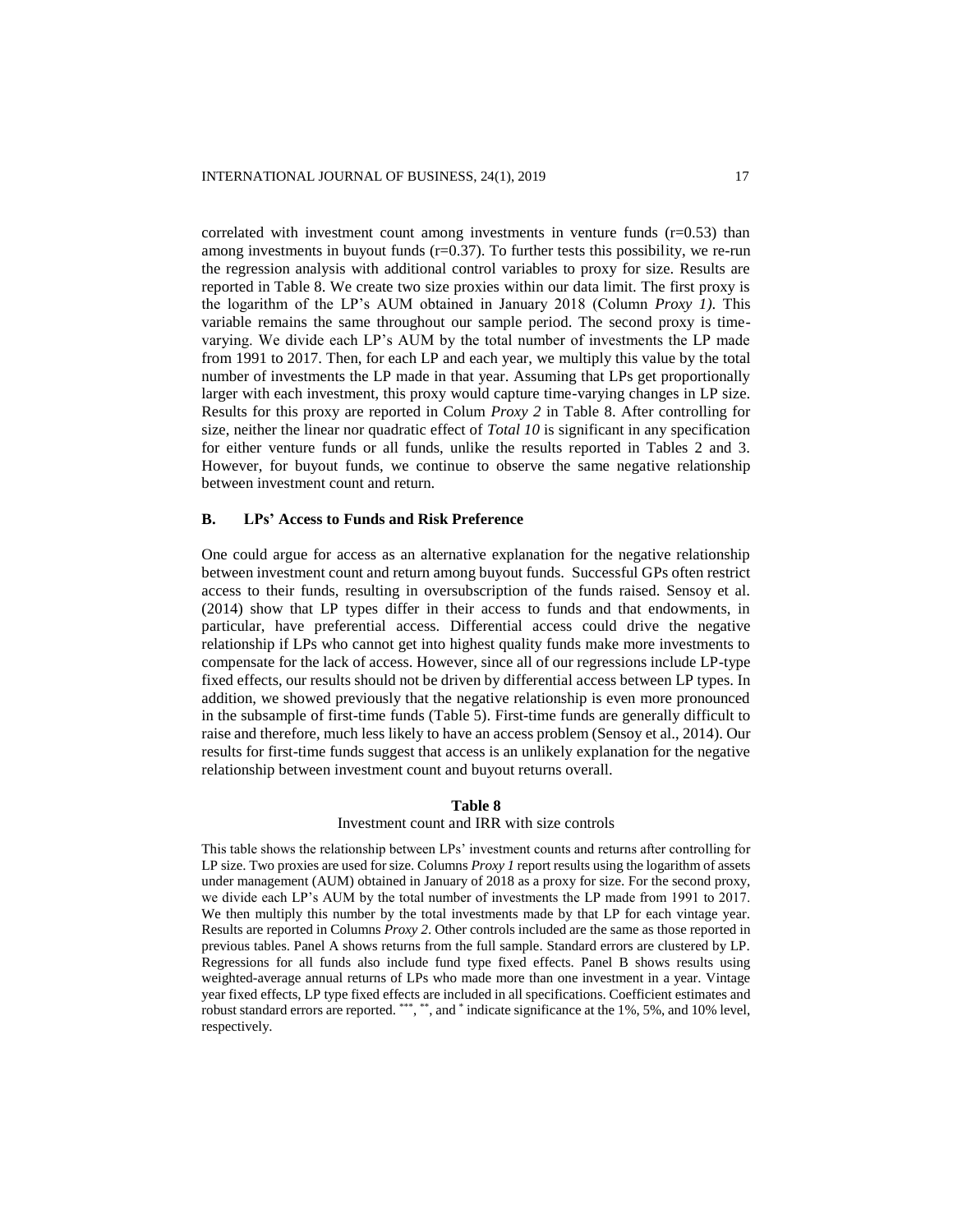correlated with investment count among investments in venture funds (r=0.53) than among investments in buyout funds (r=0.37). To further tests this possibility, we re-run the regression analysis with additional control variables to proxy for size. Results are reported in Table 8. We create two size proxies within our data limit. The first proxy is the logarithm of the LP's AUM obtained in January 2018 (Column *Proxy 1)*. This variable remains the same throughout our sample period. The second proxy is time-varying. We divide each LP's AUM by the total number of investments the LP made from 1991 to 2017. Then, for each LP and each year, we multiply this value by the total number of investments the LP made in that year. Assuming that LPs get proportionally larger with each investment, this proxy would capture time-varying changes in LP size. Results for this proxy are reported in Colum *Proxy 2* in Table 8. After controlling for size, neither the linear nor quadratic effect of *Total 10* is significant in any specification for either venture funds or all funds, unlike the results reported in Tables 2 and 3. However, for buyout funds, we continue to observe the same negative relationship between investment count and return.

### B. LPs' Access to Funds and Risk Preference

One could argue for access as an alternative explanation for the negative relationship between investment count and return among buyout funds. Successful GPs often restrict access to their funds, resulting in oversubscription of the funds raised. Sensoy et al. (2014) show that LP types differ in their access to funds and that endowments, in particular, have preferential access. Differential access could drive the negative relationship if LPs who cannot get into highest quality funds make more investments to compensate for the lack of access. However, since all of our regressions include LP-type fixed effects, our results should not be driven by differential access between LP types. In addition, we showed previously that the negative relationship is even more pronounced in the subsample of first-time funds (Table 5). First-time funds are generally difficult to raise and therefore, much less likely to have an access problem (Sensoy et al., 2014). Our results for first-time funds suggest that access is an unlikely explanation for the negative relationship between investment count and buyout returns overall.

**Table 8**

Investment count and IRR with size controls

This table shows the relationship between LPs' investment counts and returns after controlling for LP size. Two proxies are used for size. Columns *Proxy 1* report results using the logarithm of assets under management (AUM) obtained in January of 2018 as a proxy for size. For the second proxy, we divide each LP's AUM by the total number of investments the LP made from 1991 to 2017. We then multiply this number by the total investments made by that LP for each vintage year. Results are reported in Columns *Proxy 2*. Other controls included are the same as those reported in previous tables. Panel A shows returns from the full sample. Standard errors are clustered by LP. Regressions for all funds also include fund type fixed effects. Panel B shows results using weighted-average annual returns of LPs who made more than one investment in a year. Vintage year fixed effects, LP type fixed effects are included in all specifications. Coefficient estimates and robust standard errors are reported. \*\*\*, \*\*, and \* indicate significance at the 1%, 5%, and 10% level, respectively.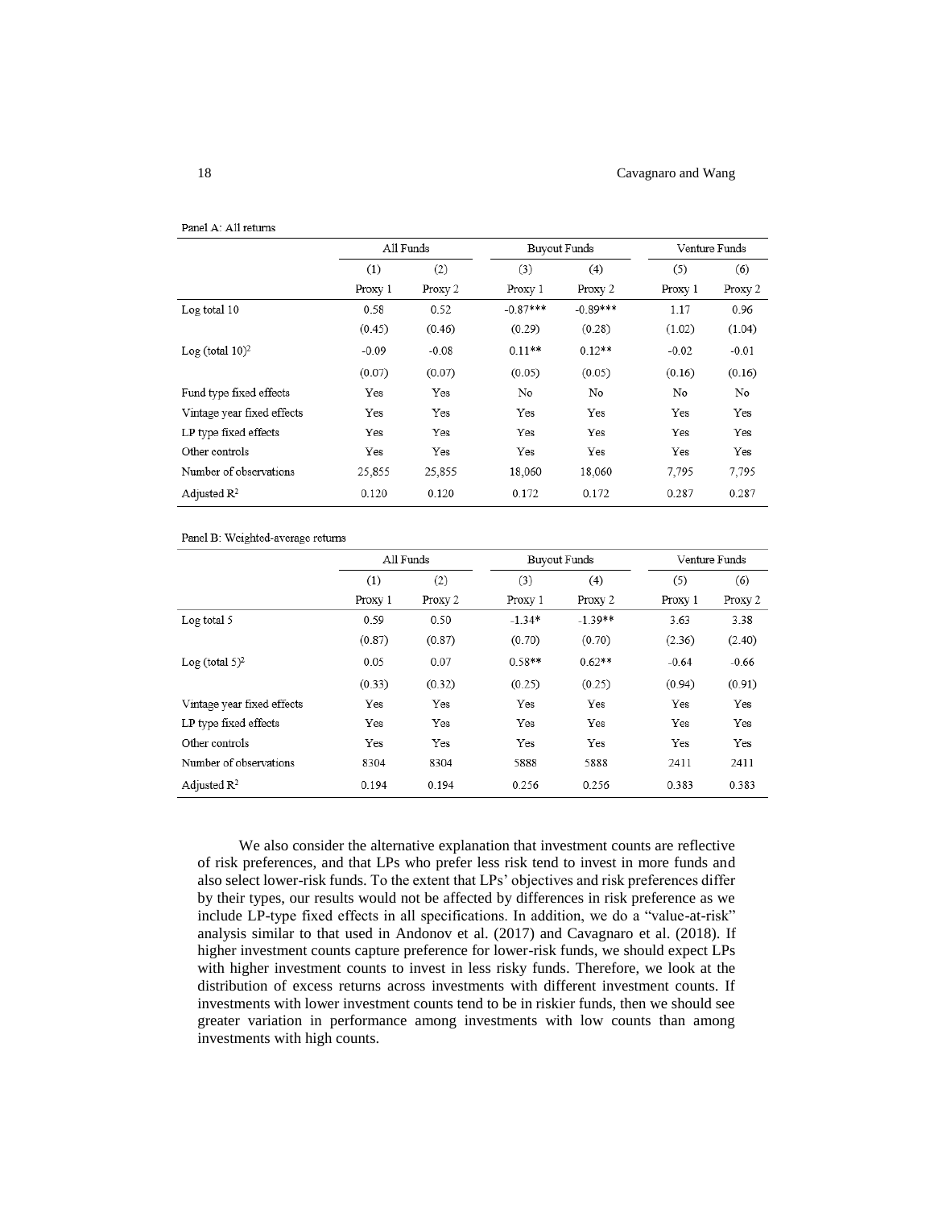Panel A: All returns

| | All Funds | | Buyout Funds | | Venture Funds | |
|---|---|---|---|---|---|---|
| | (1) | (2) | (3) | (4) | (5) | (6) |
| | Proxy 1 | Proxy 2 | Proxy 1 | Proxy 2 | Proxy 1 | Proxy 2 |
| Log total 10 | 0.58 | 0.52 | -0.87*** | -0.89*** | 1.17 | 0.96 |
| | (0.45) | (0.46) | (0.29) | (0.28) | (1.02) | (1.04) |
| Log (total 10)$^2$ | -0.09 | -0.08 | 0.11** | 0.12** | -0.02 | -0.01 |
| | (0.07) | (0.07) | (0.05) | (0.05) | (0.16) | (0.16) |
| Fund type fixed effects | Yes | Yes | No | No | No | No |
| Vintage year fixed effects | Yes | Yes | Yes | Yes | Yes | Yes |
| LP type fixed effects | Yes | Yes | Yes | Yes | Yes | Yes |
| Other controls | Yes | Yes | Yes | Yes | Yes | Yes |
| Number of observations | 25,855 | 25,855 | 18,060 | 18,060 | 7,795 | 7,795 |
| Adjusted $R^2$ | 0.120 | 0.120 | 0.172 | 0.172 | 0.287 | 0.287 |

Panel B: Weighted-average returns

| | All Funds | | Buyout Funds | | Venture Funds | |
|---|---|---|---|---|---|---|
| | (1) | (2) | (3) | (4) | (5) | (6) |
| | Proxy 1 | Proxy 2 | Proxy 1 | Proxy 2 | Proxy 1 | Proxy 2 |
| Log total 5 | 0.59 | 0.50 | -1.34* | -1.39** | 3.63 | 3.38 |
| | (0.87) | (0.87) | (0.70) | (0.70) | (2.36) | (2.40) |
| Log (total 5)$^2$ | 0.05 | 0.07 | 0.58** | 0.62** | -0.64 | -0.66 |
| | (0.33) | (0.32) | (0.25) | (0.25) | (0.94) | (0.91) |
| Vintage year fixed effects | Yes | Yes | Yes | Yes | Yes | Yes |
| LP type fixed effects | Yes | Yes | Yes | Yes | Yes | Yes |
| Other controls | Yes | Yes | Yes | Yes | Yes | Yes |
| Number of observations | 8304 | 8304 | 5888 | 5888 | 2411 | 2411 |
| Adjusted $R^2$ | 0.194 | 0.194 | 0.256 | 0.256 | 0.383 | 0.383 |

We also consider the alternative explanation that investment counts are reflective of risk preferences, and that LPs who prefer less risk tend to invest in more funds and also select lower-risk funds. To the extent that LPs' objectives and risk preferences differ by their types, our results would not be affected by differences in risk preference as we include LP-type fixed effects in all specifications. In addition, we do a "value-at-risk" analysis similar to that used in Andonov et al. (2017) and Cavagnaro et al. (2018). If higher investment counts capture preference for lower-risk funds, we should expect LPs with higher investment counts to invest in less risky funds. Therefore, we look at the distribution of excess returns across investments with different investment counts. If investments with lower investment counts tend to be in riskier funds, then we should see greater variation in performance among investments with low counts than among investments with high counts.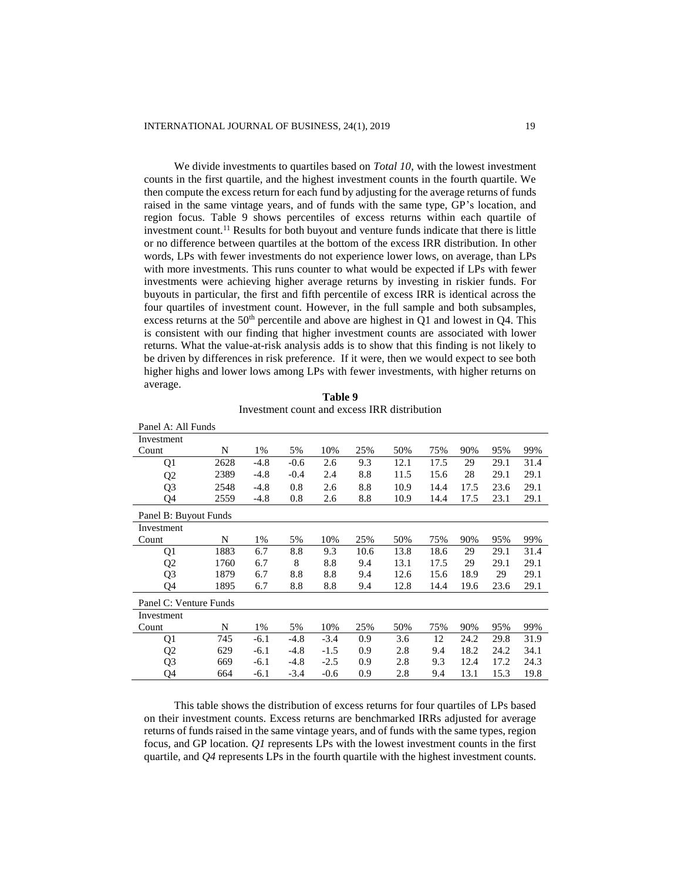We divide investments to quartiles based on *Total 10*, with the lowest investment counts in the first quartile, and the highest investment counts in the fourth quartile. We then compute the excess return for each fund by adjusting for the average returns of funds raised in the same vintage years, and of funds with the same type, GP's location, and region focus. Table 9 shows percentiles of excess returns within each quartile of investment count.[11] Results for both buyout and venture funds indicate that there is little or no difference between quartiles at the bottom of the excess IRR distribution. In other words, LPs with fewer investments do not experience lower lows, on average, than LPs with more investments. This runs counter to what would be expected if LPs with fewer investments were achieving higher average returns by investing in riskier funds. For buyouts in particular, the first and fifth percentile of excess IRR is identical across the four quartiles of investment count. However, in the full sample and both subsamples, excess returns at the 50th percentile and above are highest in Q1 and lowest in Q4. This is consistent with our finding that higher investment counts are associated with lower returns. What the value-at-risk analysis adds is to show that this finding is not likely to be driven by differences in risk preference. If it were, then we would expect to see both higher highs and lower lows among LPs with fewer investments, with higher returns on average.

**Table 9**

Investment count and excess IRR distribution

| Panel A: All Funds | | | | | | | | | | |
|---|---|---|---|---|---|---|---|---|---|---|
| Investment Count | N | 1% | 5% | 10% | 25% | 50% | 75% | 90% | 95% | 99% |
| Q1 | 2628 | -4.8 | -0.6 | 2.6 | 9.3 | 12.1 | 17.5 | 29 | 29.1 | 31.4 |
| Q2 | 2389 | -4.8 | -0.4 | 2.4 | 8.8 | 11.5 | 15.6 | 28 | 29.1 | 29.1 |
| Q3 | 2548 | -4.8 | 0.8 | 2.6 | 8.8 | 10.9 | 14.4 | 17.5 | 23.6 | 29.1 |
| Q4 | 2559 | -4.8 | 0.8 | 2.6 | 8.8 | 10.9 | 14.4 | 17.5 | 23.1 | 29.1 |
| **Panel B: Buyout Funds** | | | | | | | | | | |
| Investment Count | N | 1% | 5% | 10% | 25% | 50% | 75% | 90% | 95% | 99% |
| Q1 | 1883 | 6.7 | 8.8 | 9.3 | 10.6 | 13.8 | 18.6 | 29 | 29.1 | 31.4 |
| Q2 | 1760 | 6.7 | 8 | 8.8 | 9.4 | 13.1 | 17.5 | 29 | 29.1 | 29.1 |
| Q3 | 1879 | 6.7 | 8.8 | 8.8 | 9.4 | 12.6 | 15.6 | 18.9 | 29 | 29.1 |
| Q4 | 1895 | 6.7 | 8.8 | 8.8 | 9.4 | 12.8 | 14.4 | 19.6 | 23.6 | 29.1 |
| **Panel C: Venture Funds** | | | | | | | | | | |
| Investment Count | N | 1% | 5% | 10% | 25% | 50% | 75% | 90% | 95% | 99% |
| Q1 | 745 | -6.1 | -4.8 | -3.4 | 0.9 | 3.6 | 12 | 24.2 | 29.8 | 31.9 |
| Q2 | 629 | -6.1 | -4.8 | -1.5 | 0.9 | 2.8 | 9.4 | 18.2 | 24.2 | 34.1 |
| Q3 | 669 | -6.1 | -4.8 | -2.5 | 0.9 | 2.8 | 9.3 | 12.4 | 17.2 | 24.3 |
| Q4 | 664 | -6.1 | -3.4 | -0.6 | 0.9 | 2.8 | 9.4 | 13.1 | 15.3 | 19.8 |

This table shows the distribution of excess returns for four quartiles of LPs based on their investment counts. Excess returns are benchmarked IRRs adjusted for average returns of funds raised in the same vintage years, and of funds with the same types, region focus, and GP location. *Q1* represents LPs with the lowest investment counts in the first quartile, and *Q4* represents LPs in the fourth quartile with the highest investment counts.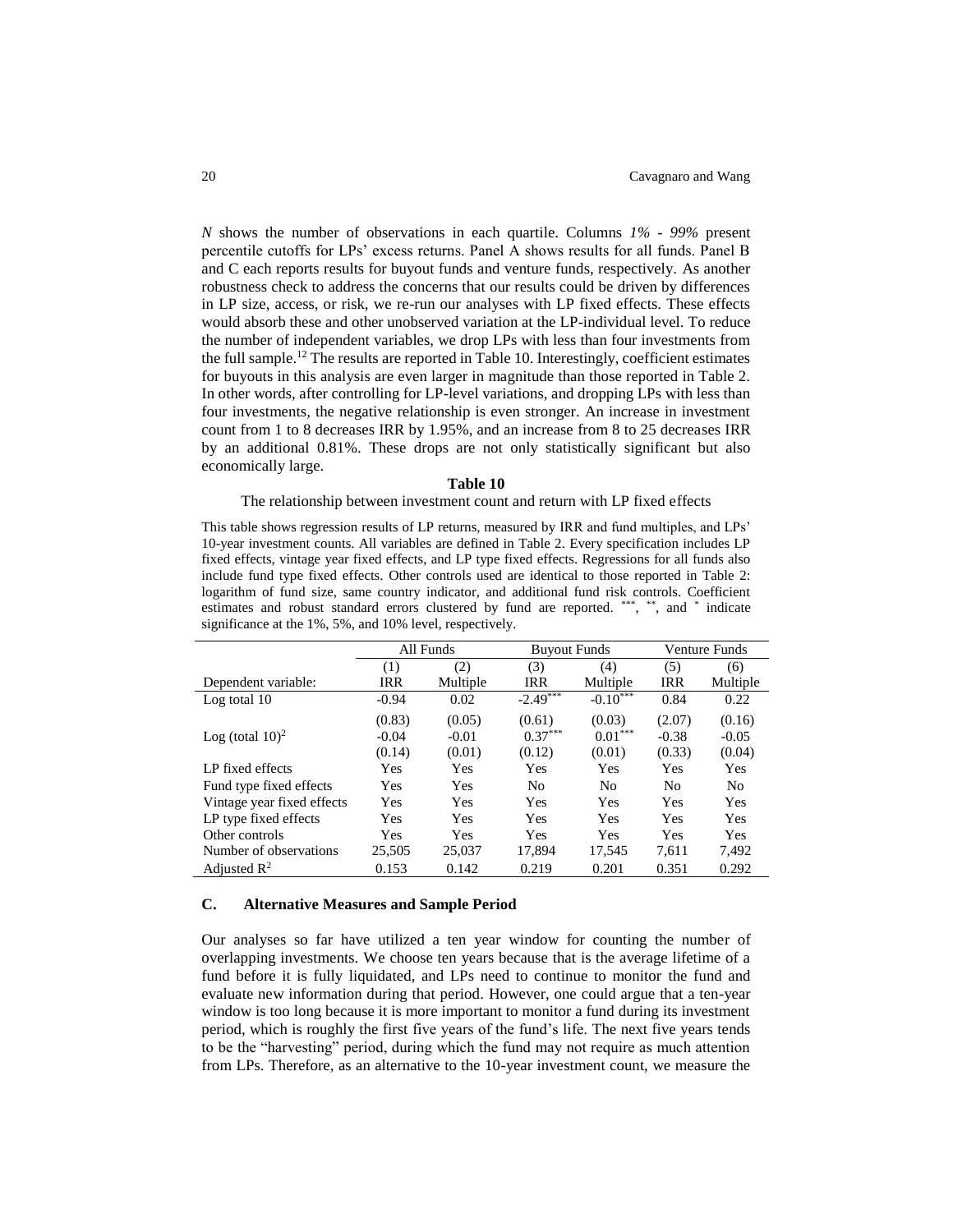*N* shows the number of observations in each quartile. Columns *1% - 99%* present percentile cutoffs for LPs' excess returns. Panel A shows results for all funds. Panel B and C each reports results for buyout funds and venture funds, respectively. As another robustness check to address the concerns that our results could be driven by differences in LP size, access, or risk, we re-run our analyses with LP fixed effects. These effects would absorb these and other unobserved variation at the LP-individual level. To reduce the number of independent variables, we drop LPs with less than four investments from the full sample.[12] The results are reported in Table 10. Interestingly, coefficient estimates for buyouts in this analysis are even larger in magnitude than those reported in Table 2. In other words, after controlling for LP-level variations, and dropping LPs with less than four investments, the negative relationship is even stronger. An increase in investment count from 1 to 8 decreases IRR by 1.95%, and an increase from 8 to 25 decreases IRR by an additional 0.81%. These drops are not only statistically significant but also economically large.

**Table 10**

The relationship between investment count and return with LP fixed effects

This table shows regression results of LP returns, measured by IRR and fund multiples, and LPs' 10-year investment counts. All variables are defined in Table 2. Every specification includes LP fixed effects, vintage year fixed effects, and LP type fixed effects. Regressions for all funds also include fund type fixed effects. Other controls used are identical to those reported in Table 2: logarithm of fund size, same country indicator, and additional fund risk controls. Coefficient estimates and robust standard errors clustered by fund are reported. \*\*\*, \*\*, and \* indicate significance at the 1%, 5%, and 10% level, respectively.

| | All Funds | | Buyout Funds | | Venture Funds | |
|---|---|---|---|---|---|---|
| | (1) | (2) | (3) | (4) | (5) | (6) |
| Dependent variable: | IRR | Multiple | IRR | Multiple | IRR | Multiple |
| Log total 10 | -0.94 | 0.02 | -2.49\*\*\* | -0.10\*\*\* | 0.84 | 0.22 |
| | (0.83) | (0.05) | (0.61) | (0.03) | (2.07) | (0.16) |
| Log (total 10)$^2$ | -0.04 | -0.01 | 0.37\*\*\* | 0.01\*\*\* | -0.38 | -0.05 |
| | (0.14) | (0.01) | (0.12) | (0.01) | (0.33) | (0.04) |
| LP fixed effects | Yes | Yes | Yes | Yes | Yes | Yes |
| Fund type fixed effects | Yes | Yes | No | No | No | No |
| Vintage year fixed effects | Yes | Yes | Yes | Yes | Yes | Yes |
| LP type fixed effects | Yes | Yes | Yes | Yes | Yes | Yes |
| Other controls | Yes | Yes | Yes | Yes | Yes | Yes |
| Number of observations | 25,505 | 25,037 | 17,894 | 17,545 | 7,611 | 7,492 |
| Adjusted $R^2$ | 0.153 | 0.142 | 0.219 | 0.201 | 0.351 | 0.292 |

### C. Alternative Measures and Sample Period

Our analyses so far have utilized a ten year window for counting the number of overlapping investments. We choose ten years because that is the average lifetime of a fund before it is fully liquidated, and LPs need to continue to monitor the fund and evaluate new information during that period. However, one could argue that a ten-year window is too long because it is more important to monitor a fund during its investment period, which is roughly the first five years of the fund's life. The next five years tends to be the "harvesting" period, during which the fund may not require as much attention from LPs. Therefore, as an alternative to the 10-year investment count, we measure the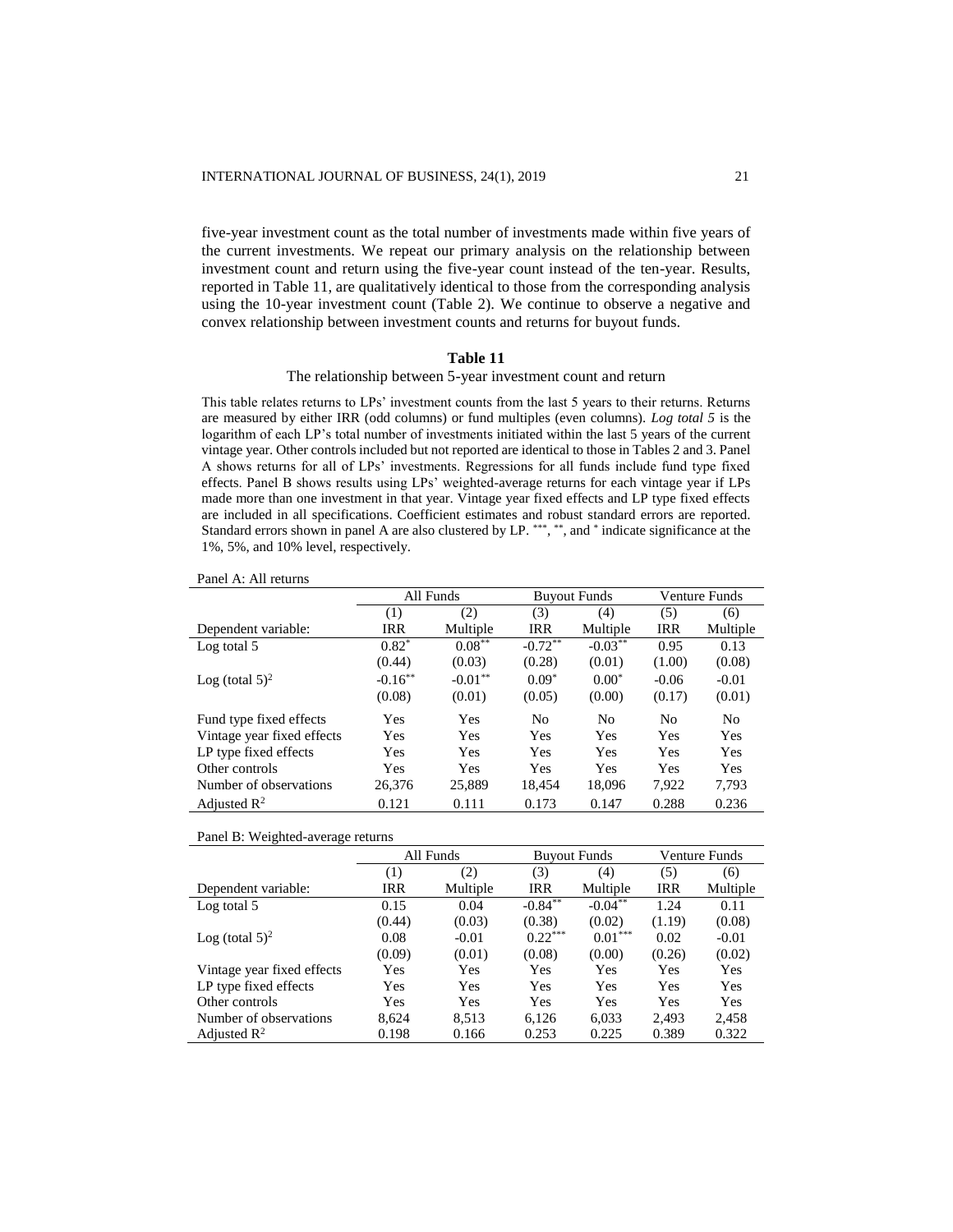five-year investment count as the total number of investments made within five years of the current investments. We repeat our primary analysis on the relationship between investment count and return using the five-year count instead of the ten-year. Results, reported in Table 11, are qualitatively identical to those from the corresponding analysis using the 10-year investment count (Table 2). We continue to observe a negative and convex relationship between investment counts and returns for buyout funds.

**Table 11**

The relationship between 5-year investment count and return

This table relates returns to LPs' investment counts from the last 5 years to their returns. Returns are measured by either IRR (odd columns) or fund multiples (even columns). *Log total 5* is the logarithm of each LP's total number of investments initiated within the last 5 years of the current vintage year. Other controls included but not reported are identical to those in Tables 2 and 3. Panel A shows returns for all of LPs' investments. Regressions for all funds include fund type fixed effects. Panel B shows results using LPs' weighted-average returns for each vintage year if LPs made more than one investment in that year. Vintage year fixed effects and LP type fixed effects are included in all specifications. Coefficient estimates and robust standard errors are reported. Standard errors shown in panel A are also clustered by LP. ***, **, and * indicate significance at the 1%, 5%, and 10% level, respectively.

Panel A: All returns

| | All Funds | | Buyout Funds | | Venture Funds | |
|---|---|---|---|---|---|---|
| | (1) | (2) | (3) | (4) | (5) | (6) |
| Dependent variable: | IRR | Multiple | IRR | Multiple | IRR | Multiple |
| Log total 5 | 0.82* | 0.08** | -0.72** | -0.03** | 0.95 | 0.13 |
| | (0.44) | (0.03) | (0.28) | (0.01) | (1.00) | (0.08) |
| Log (total 5)$^2$ | -0.16** | -0.01** | 0.09* | 0.00* | -0.06 | -0.01 |
| | (0.08) | (0.01) | (0.05) | (0.00) | (0.17) | (0.01) |
| Fund type fixed effects | Yes | Yes | No | No | No | No |
| Vintage year fixed effects | Yes | Yes | Yes | Yes | Yes | Yes |
| LP type fixed effects | Yes | Yes | Yes | Yes | Yes | Yes |
| Other controls | Yes | Yes | Yes | Yes | Yes | Yes |
| Number of observations | 26,376 | 25,889 | 18,454 | 18,096 | 7,922 | 7,793 |
| Adjusted $R^2$ | 0.121 | 0.111 | 0.173 | 0.147 | 0.288 | 0.236 |

Panel B: Weighted-average returns

| | All Funds | | Buyout Funds | | Venture Funds | |
|---|---|---|---|---|---|---|
| | (1) | (2) | (3) | (4) | (5) | (6) |
| Dependent variable: | IRR | Multiple | IRR | Multiple | IRR | Multiple |
| Log total 5 | 0.15 | 0.04 | -0.84** | -0.04** | 1.24 | 0.11 |
| | (0.44) | (0.03) | (0.38) | (0.02) | (1.19) | (0.08) |
| Log (total 5)$^2$ | 0.08 | -0.01 | 0.22*** | 0.01*** | 0.02 | -0.01 |
| | (0.09) | (0.01) | (0.08) | (0.00) | (0.26) | (0.02) |
| Vintage year fixed effects | Yes | Yes | Yes | Yes | Yes | Yes |
| LP type fixed effects | Yes | Yes | Yes | Yes | Yes | Yes |
| Other controls | Yes | Yes | Yes | Yes | Yes | Yes |
| Number of observations | 8,624 | 8,513 | 6,126 | 6,033 | 2,493 | 2,458 |
| Adjusted $R^2$ | 0.198 | 0.166 | 0.253 | 0.225 | 0.389 | 0.322 |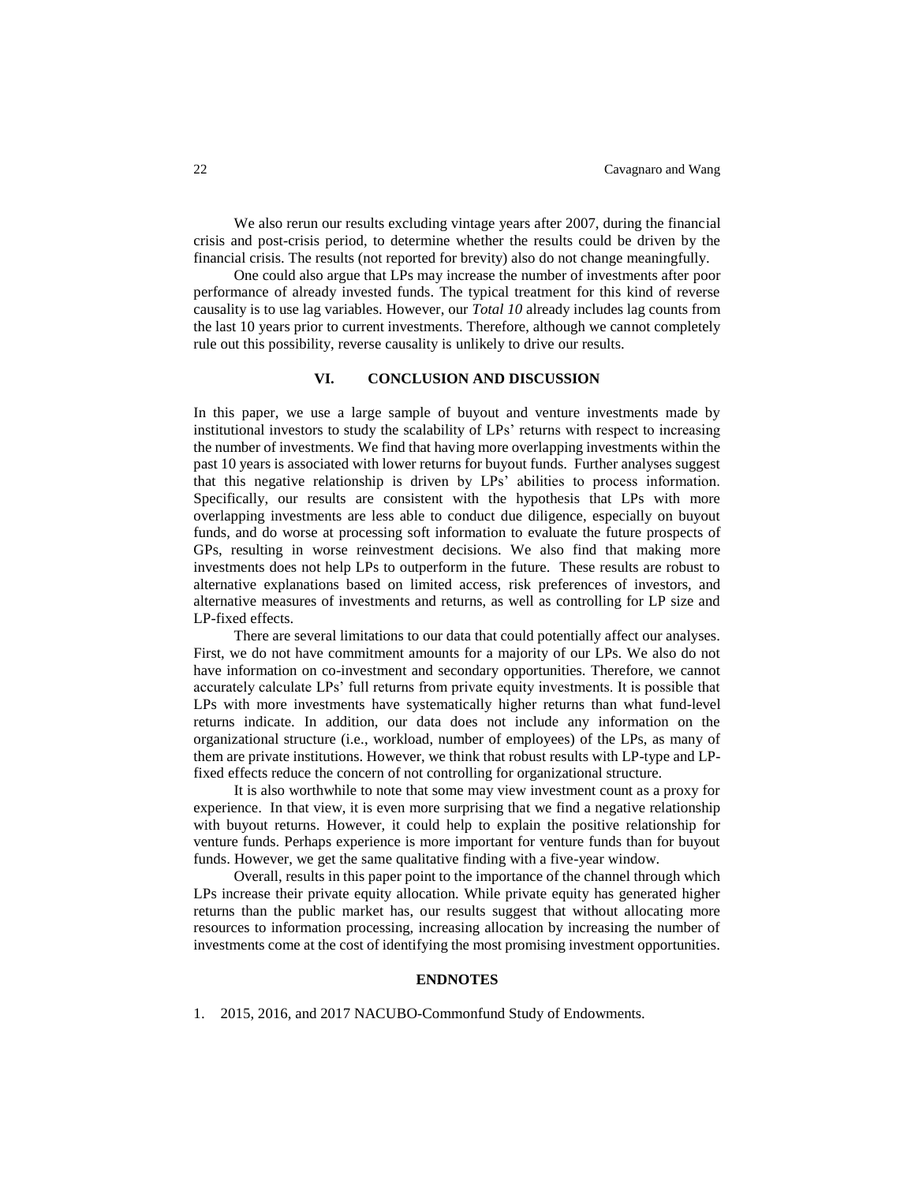We also rerun our results excluding vintage years after 2007, during the financial crisis and post-crisis period, to determine whether the results could be driven by the financial crisis. The results (not reported for brevity) also do not change meaningfully.

One could also argue that LPs may increase the number of investments after poor performance of already invested funds. The typical treatment for this kind of reverse causality is to use lag variables. However, our *Total 10* already includes lag counts from the last 10 years prior to current investments. Therefore, although we cannot completely rule out this possibility, reverse causality is unlikely to drive our results.

## VI. CONCLUSION AND DISCUSSION

In this paper, we use a large sample of buyout and venture investments made by institutional investors to study the scalability of LPs' returns with respect to increasing the number of investments. We find that having more overlapping investments within the past 10 years is associated with lower returns for buyout funds. Further analyses suggest that this negative relationship is driven by LPs' abilities to process information. Specifically, our results are consistent with the hypothesis that LPs with more overlapping investments are less able to conduct due diligence, especially on buyout funds, and do worse at processing soft information to evaluate the future prospects of GPs, resulting in worse reinvestment decisions. We also find that making more investments does not help LPs to outperform in the future. These results are robust to alternative explanations based on limited access, risk preferences of investors, and alternative measures of investments and returns, as well as controlling for LP size and LP-fixed effects.

There are several limitations to our data that could potentially affect our analyses. First, we do not have commitment amounts for a majority of our LPs. We also do not have information on co-investment and secondary opportunities. Therefore, we cannot accurately calculate LPs' full returns from private equity investments. It is possible that LPs with more investments have systematically higher returns than what fund-level returns indicate. In addition, our data does not include any information on the organizational structure (i.e., workload, number of employees) of the LPs, as many of them are private institutions. However, we think that robust results with LP-type and LP-fixed effects reduce the concern of not controlling for organizational structure.

It is also worthwhile to note that some may view investment count as a proxy for experience. In that view, it is even more surprising that we find a negative relationship with buyout returns. However, it could help to explain the positive relationship for venture funds. Perhaps experience is more important for venture funds than for buyout funds. However, we get the same qualitative finding with a five-year window.

Overall, results in this paper point to the importance of the channel through which LPs increase their private equity allocation. While private equity has generated higher returns than the public market has, our results suggest that without allocating more resources to information processing, increasing allocation by increasing the number of investments come at the cost of identifying the most promising investment opportunities.

## ENDNOTES

1. 2015, 2016, and 2017 NACUBO-Commonfund Study of Endowments.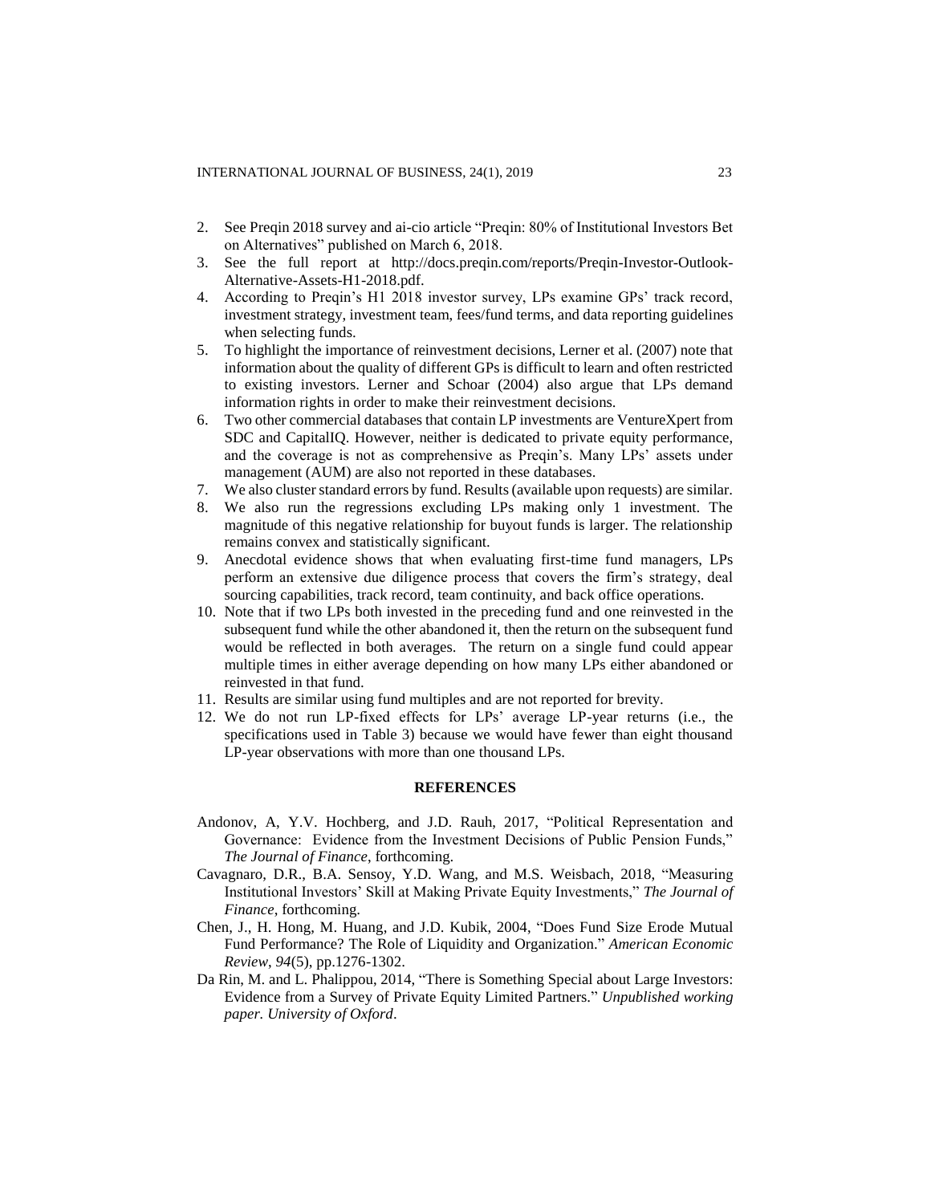2. See Preqin 2018 survey and ai-cio article "Preqin: 80% of Institutional Investors Bet on Alternatives" published on March 6, 2018.
3. See the full report at http://docs.preqin.com/reports/Preqin-Investor-Outlook-Alternative-Assets-H1-2018.pdf.
4. According to Preqin's H1 2018 investor survey, LPs examine GPs' track record, investment strategy, investment team, fees/fund terms, and data reporting guidelines when selecting funds.
5. To highlight the importance of reinvestment decisions, Lerner et al. (2007) note that information about the quality of different GPs is difficult to learn and often restricted to existing investors. Lerner and Schoar (2004) also argue that LPs demand information rights in order to make their reinvestment decisions.
6. Two other commercial databases that contain LP investments are VentureXpert from SDC and CapitalIQ. However, neither is dedicated to private equity performance, and the coverage is not as comprehensive as Preqin's. Many LPs' assets under management (AUM) are also not reported in these databases.
7. We also cluster standard errors by fund. Results (available upon requests) are similar.
8. We also run the regressions excluding LPs making only 1 investment. The magnitude of this negative relationship for buyout funds is larger. The relationship remains convex and statistically significant.
9. Anecdotal evidence shows that when evaluating first-time fund managers, LPs perform an extensive due diligence process that covers the firm's strategy, deal sourcing capabilities, track record, team continuity, and back office operations.
10. Note that if two LPs both invested in the preceding fund and one reinvested in the subsequent fund while the other abandoned it, then the return on the subsequent fund would be reflected in both averages. The return on a single fund could appear multiple times in either average depending on how many LPs either abandoned or reinvested in that fund.
11. Results are similar using fund multiples and are not reported for brevity.
12. We do not run LP-fixed effects for LPs' average LP-year returns (i.e., the specifications used in Table 3) because we would have fewer than eight thousand LP-year observations with more than one thousand LPs.

## REFERENCES

Andonov, A, Y.V. Hochberg, and J.D. Rauh, 2017, "Political Representation and Governance: Evidence from the Investment Decisions of Public Pension Funds," *The Journal of Finance*, forthcoming.

Cavagnaro, D.R., B.A. Sensoy, Y.D. Wang, and M.S. Weisbach, 2018, "Measuring Institutional Investors' Skill at Making Private Equity Investments," *The Journal of Finance*, forthcoming.

Chen, J., H. Hong, M. Huang, and J.D. Kubik, 2004, "Does Fund Size Erode Mutual Fund Performance? The Role of Liquidity and Organization." *American Economic Review*, *94*(5), pp.1276-1302.

Da Rin, M. and L. Phalippou, 2014, "There is Something Special about Large Investors: Evidence from a Survey of Private Equity Limited Partners." *Unpublished working paper. University of Oxford*.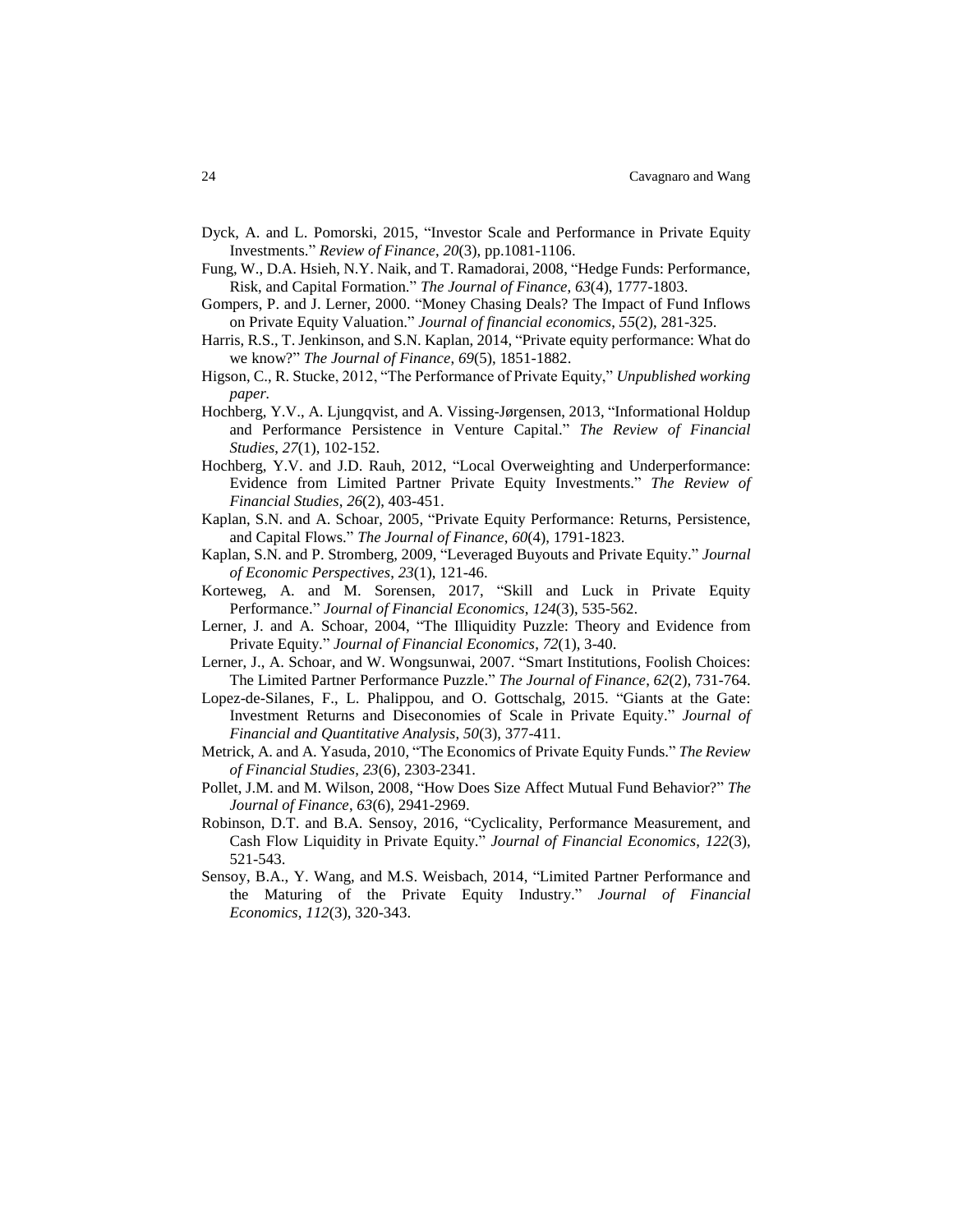Dyck, A. and L. Pomorski, 2015, "Investor Scale and Performance in Private Equity Investments." *Review of Finance*, *20*(3), pp.1081-1106.

Fung, W., D.A. Hsieh, N.Y. Naik, and T. Ramadorai, 2008, "Hedge Funds: Performance, Risk, and Capital Formation." *The Journal of Finance*, *63*(4), 1777-1803.

Gompers, P. and J. Lerner, 2000. "Money Chasing Deals? The Impact of Fund Inflows on Private Equity Valuation." *Journal of financial economics*, *55*(2), 281-325.

Harris, R.S., T. Jenkinson, and S.N. Kaplan, 2014, "Private equity performance: What do we know?" *The Journal of Finance*, *69*(5), 1851-1882.

Higson, C., R. Stucke, 2012, "The Performance of Private Equity," *Unpublished working paper.*

Hochberg, Y.V., A. Ljungqvist, and A. Vissing-Jørgensen, 2013, "Informational Holdup and Performance Persistence in Venture Capital." *The Review of Financial Studies*, *27*(1), 102-152.

Hochberg, Y.V. and J.D. Rauh, 2012, "Local Overweighting and Underperformance: Evidence from Limited Partner Private Equity Investments." *The Review of Financial Studies*, *26*(2), 403-451.

Kaplan, S.N. and A. Schoar, 2005, "Private Equity Performance: Returns, Persistence, and Capital Flows." *The Journal of Finance*, *60*(4), 1791-1823.

Kaplan, S.N. and P. Stromberg, 2009, "Leveraged Buyouts and Private Equity." *Journal of Economic Perspectives*, *23*(1), 121-46.

Korteweg, A. and M. Sorensen, 2017, "Skill and Luck in Private Equity Performance." *Journal of Financial Economics*, *124*(3), 535-562.

Lerner, J. and A. Schoar, 2004, "The Illiquidity Puzzle: Theory and Evidence from Private Equity." *Journal of Financial Economics*, *72*(1), 3-40.

Lerner, J., A. Schoar, and W. Wongsunwai, 2007. "Smart Institutions, Foolish Choices: The Limited Partner Performance Puzzle." *The Journal of Finance*, *62*(2), 731-764.

Lopez-de-Silanes, F., L. Phalippou, and O. Gottschalg, 2015. "Giants at the Gate: Investment Returns and Diseconomies of Scale in Private Equity." *Journal of Financial and Quantitative Analysis*, *50*(3), 377-411.

Metrick, A. and A. Yasuda, 2010, "The Economics of Private Equity Funds." *The Review of Financial Studies*, *23*(6), 2303-2341.

Pollet, J.M. and M. Wilson, 2008, "How Does Size Affect Mutual Fund Behavior?" *The Journal of Finance*, *63*(6), 2941-2969.

Robinson, D.T. and B.A. Sensoy, 2016, "Cyclicality, Performance Measurement, and Cash Flow Liquidity in Private Equity." *Journal of Financial Economics*, *122*(3), 521-543.

Sensoy, B.A., Y. Wang, and M.S. Weisbach, 2014, "Limited Partner Performance and the Maturing of the Private Equity Industry." *Journal of Financial Economics*, *112*(3), 320-343.